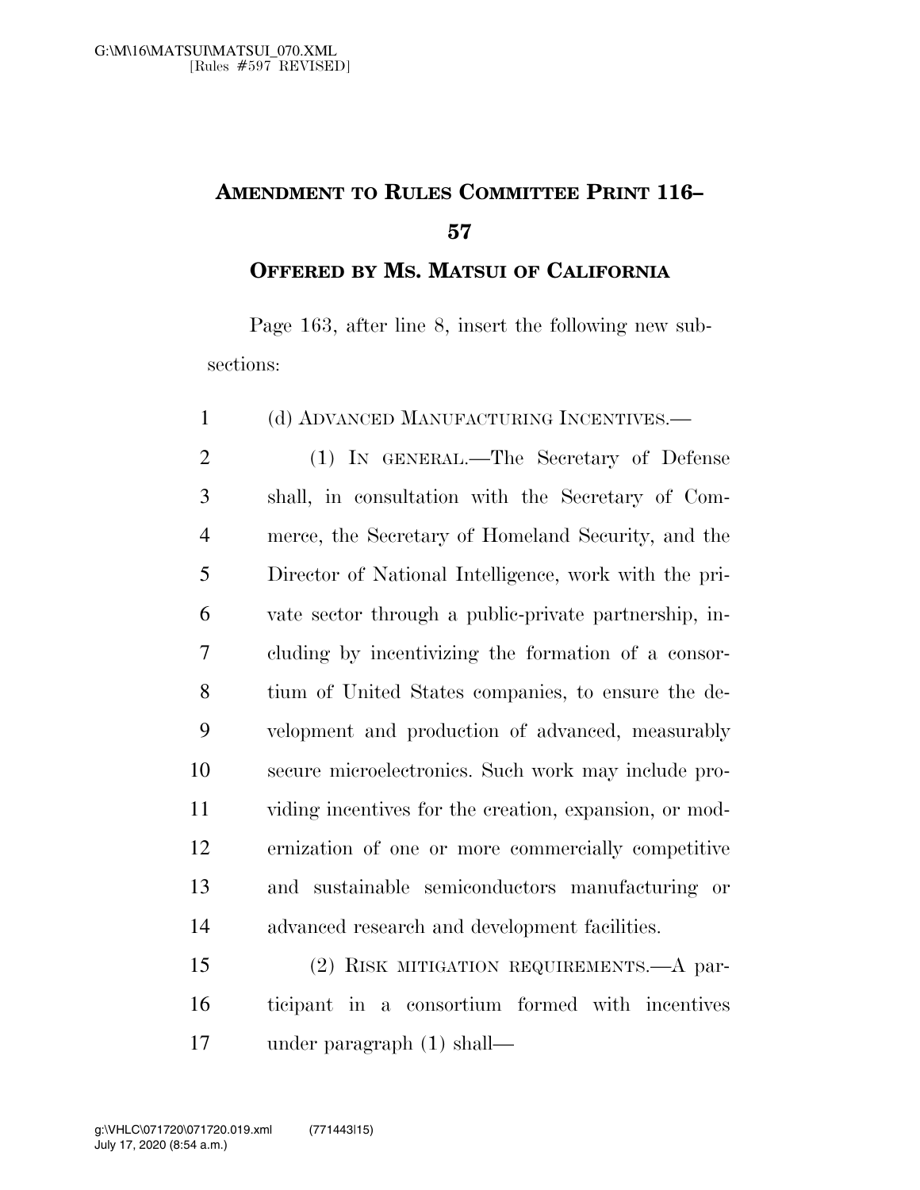# AMENDMENT TO RULES COMMITTEE PRINT 116–57

## OFFERED BY MS. MATSUI OF CALIFORNIA

Page 163, after line 8, insert the following new subsections:

(d) ADVANCED MANUFACTURING INCENTIVES.—

(1) IN GENERAL.—The Secretary of Defense shall, in consultation with the Secretary of Commerce, the Secretary of Homeland Security, and the Director of National Intelligence, work with the private sector through a public-private partnership, including by incentivizing the formation of a consortium of United States companies, to ensure the development and production of advanced, measurably secure microelectronics. Such work may include providing incentives for the creation, expansion, or modernization of one or more commercially competitive and sustainable semiconductors manufacturing or advanced research and development facilities.

(2) RISK MITIGATION REQUIREMENTS.—A participant in a consortium formed with incentives under paragraph (1) shall—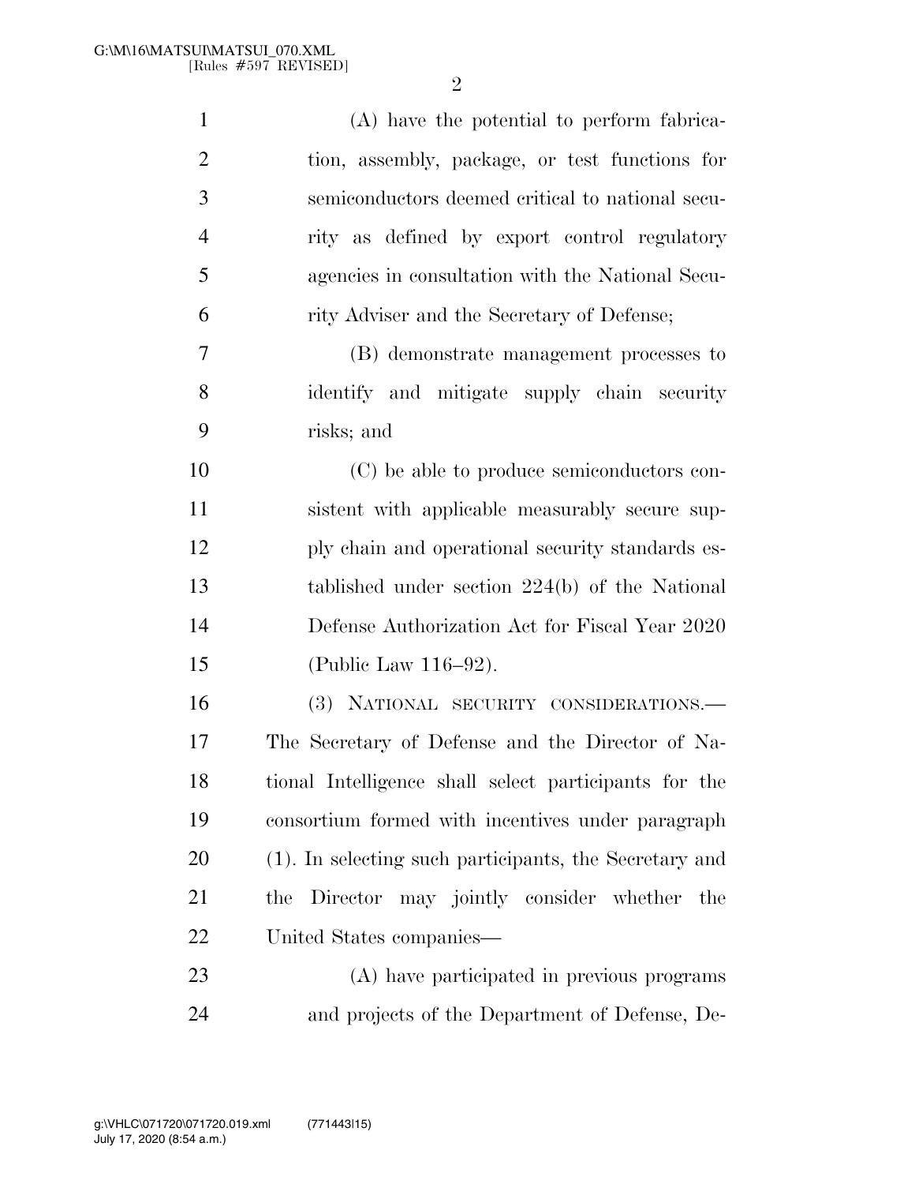(A) have the potential to perform fabrication, assembly, package, or test functions for semiconductors deemed critical to national security as defined by export control regulatory agencies in consultation with the National Security Adviser and the Secretary of Defense;

(B) demonstrate management processes to identify and mitigate supply chain security risks; and

(C) be able to produce semiconductors consistent with applicable measurably secure supply chain and operational security standards established under section 224(b) of the National Defense Authorization Act for Fiscal Year 2020 (Public Law 116–92).

(3) NATIONAL SECURITY CONSIDERATIONS.—The Secretary of Defense and the Director of National Intelligence shall select participants for the consortium formed with incentives under paragraph (1). In selecting such participants, the Secretary and the Director may jointly consider whether the United States companies—

(A) have participated in previous programs and projects of the Department of Defense, De-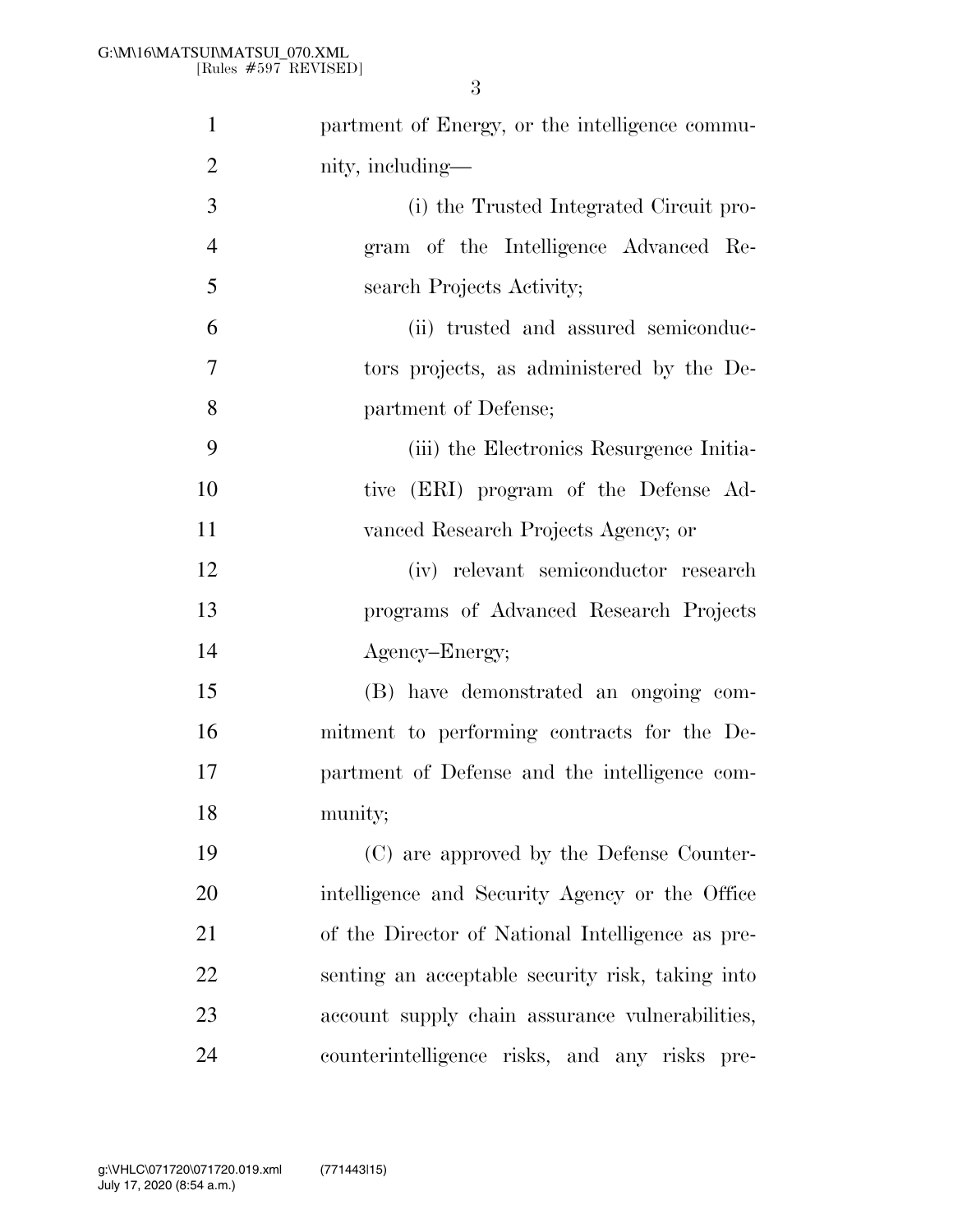partment of Energy, or the intelligence community, including—

(i) the Trusted Integrated Circuit program of the Intelligence Advanced Research Projects Activity;

(ii) trusted and assured semiconductors projects, as administered by the Department of Defense;

(iii) the Electronics Resurgence Initiative (ERI) program of the Defense Advanced Research Projects Agency; or

(iv) relevant semiconductor research programs of Advanced Research Projects Agency–Energy;

(B) have demonstrated an ongoing commitment to performing contracts for the Department of Defense and the intelligence community;

(C) are approved by the Defense Counterintelligence and Security Agency or the Office of the Director of National Intelligence as presenting an acceptable security risk, taking into account supply chain assurance vulnerabilities, counterintelligence risks, and any risks pre-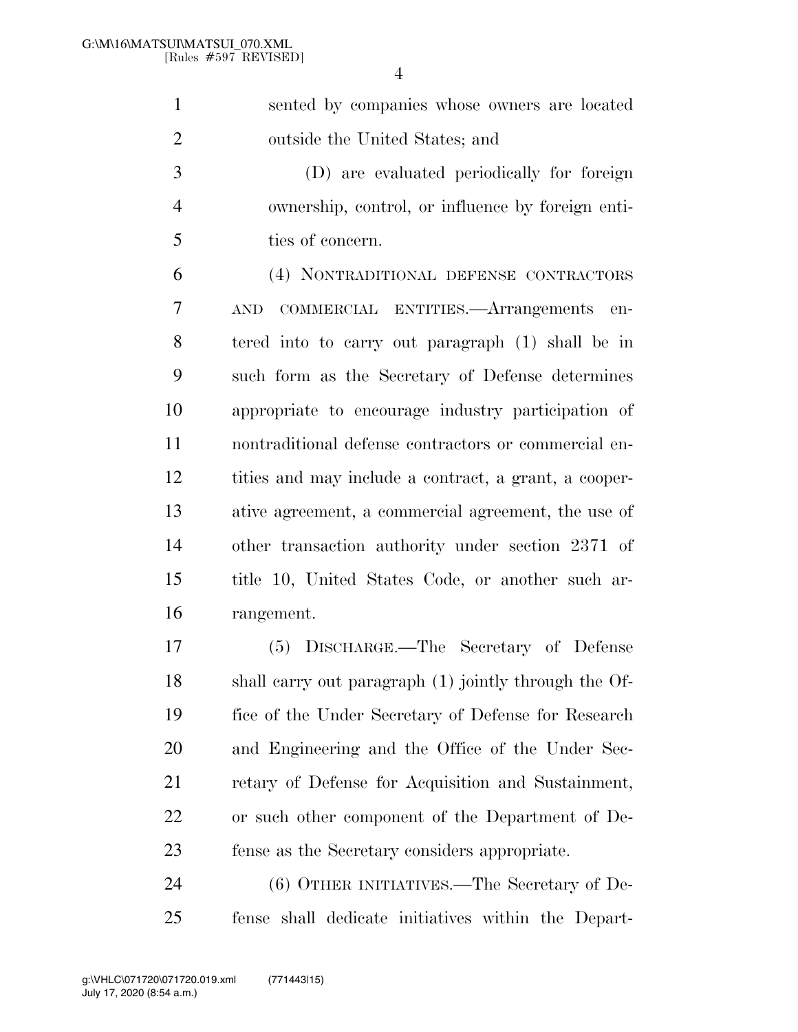sented by companies whose owners are located outside the United States; and

(D) are evaluated periodically for foreign ownership, control, or influence by foreign entities of concern.

(4) NONTRADITIONAL DEFENSE CONTRACTORS AND COMMERCIAL ENTITIES.—Arrangements entered into to carry out paragraph (1) shall be in such form as the Secretary of Defense determines appropriate to encourage industry participation of nontraditional defense contractors or commercial entities and may include a contract, a grant, a cooperative agreement, a commercial agreement, the use of other transaction authority under section 2371 of title 10, United States Code, or another such arrangement.

(5) DISCHARGE.—The Secretary of Defense shall carry out paragraph (1) jointly through the Office of the Under Secretary of Defense for Research and Engineering and the Office of the Under Secretary of Defense for Acquisition and Sustainment, or such other component of the Department of Defense as the Secretary considers appropriate.

(6) OTHER INITIATIVES.—The Secretary of Defense shall dedicate initiatives within the Depart-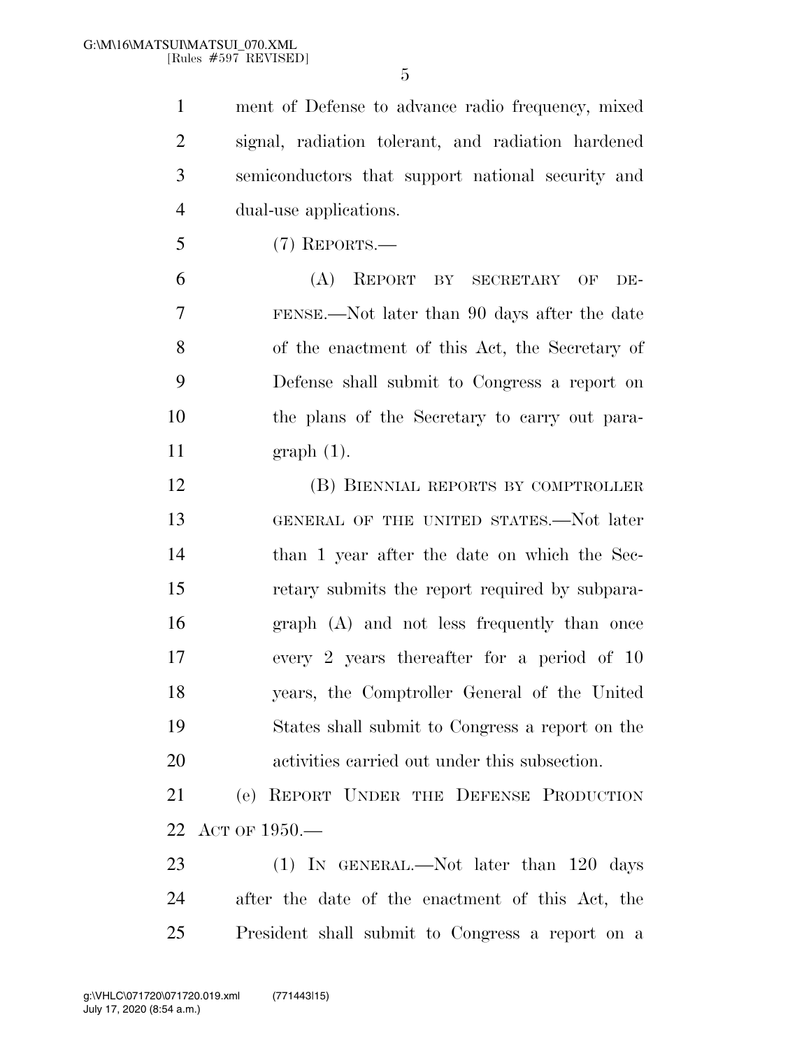ment of Defense to advance radio frequency, mixed signal, radiation tolerant, and radiation hardened semiconductors that support national security and dual-use applications.

(7) REPORTS.—

(A) REPORT BY SECRETARY OF DEFENSE.—Not later than 90 days after the date of the enactment of this Act, the Secretary of Defense shall submit to Congress a report on the plans of the Secretary to carry out paragraph (1).

(B) BIENNIAL REPORTS BY COMPTROLLER GENERAL OF THE UNITED STATES.—Not later than 1 year after the date on which the Secretary submits the report required by subparagraph (A) and not less frequently than once every 2 years thereafter for a period of 10 years, the Comptroller General of the United States shall submit to Congress a report on the activities carried out under this subsection.

(e) REPORT UNDER THE DEFENSE PRODUCTION ACT OF 1950.—

(1) IN GENERAL.—Not later than 120 days after the date of the enactment of this Act, the President shall submit to Congress a report on a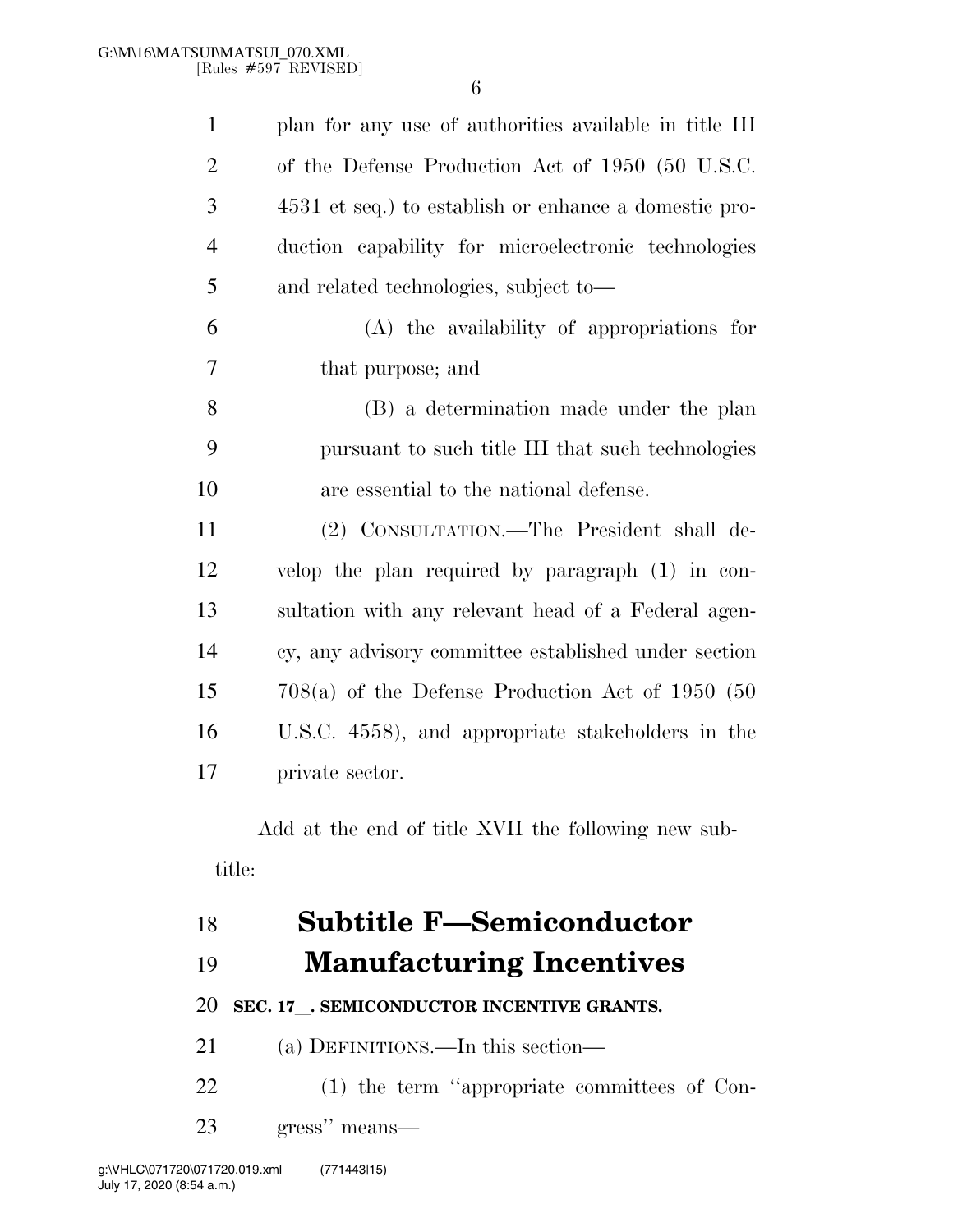plan for any use of authorities available in title III of the Defense Production Act of 1950 (50 U.S.C. 4531 et seq.) to establish or enhance a domestic production capability for microelectronic technologies and related technologies, subject to—

(A) the availability of appropriations for that purpose; and

(B) a determination made under the plan pursuant to such title III that such technologies are essential to the national defense.

(2) CONSULTATION.—The President shall develop the plan required by paragraph (1) in consultation with any relevant head of a Federal agency, any advisory committee established under section 708(a) of the Defense Production Act of 1950 (50 U.S.C. 4558), and appropriate stakeholders in the private sector.

Add at the end of title XVII the following new subtitle:

# Subtitle F—Semiconductor Manufacturing Incentives

### SEC. 17__. SEMICONDUCTOR INCENTIVE GRANTS.

(a) DEFINITIONS.—In this section—

(1) the term ''appropriate committees of Congress'' means—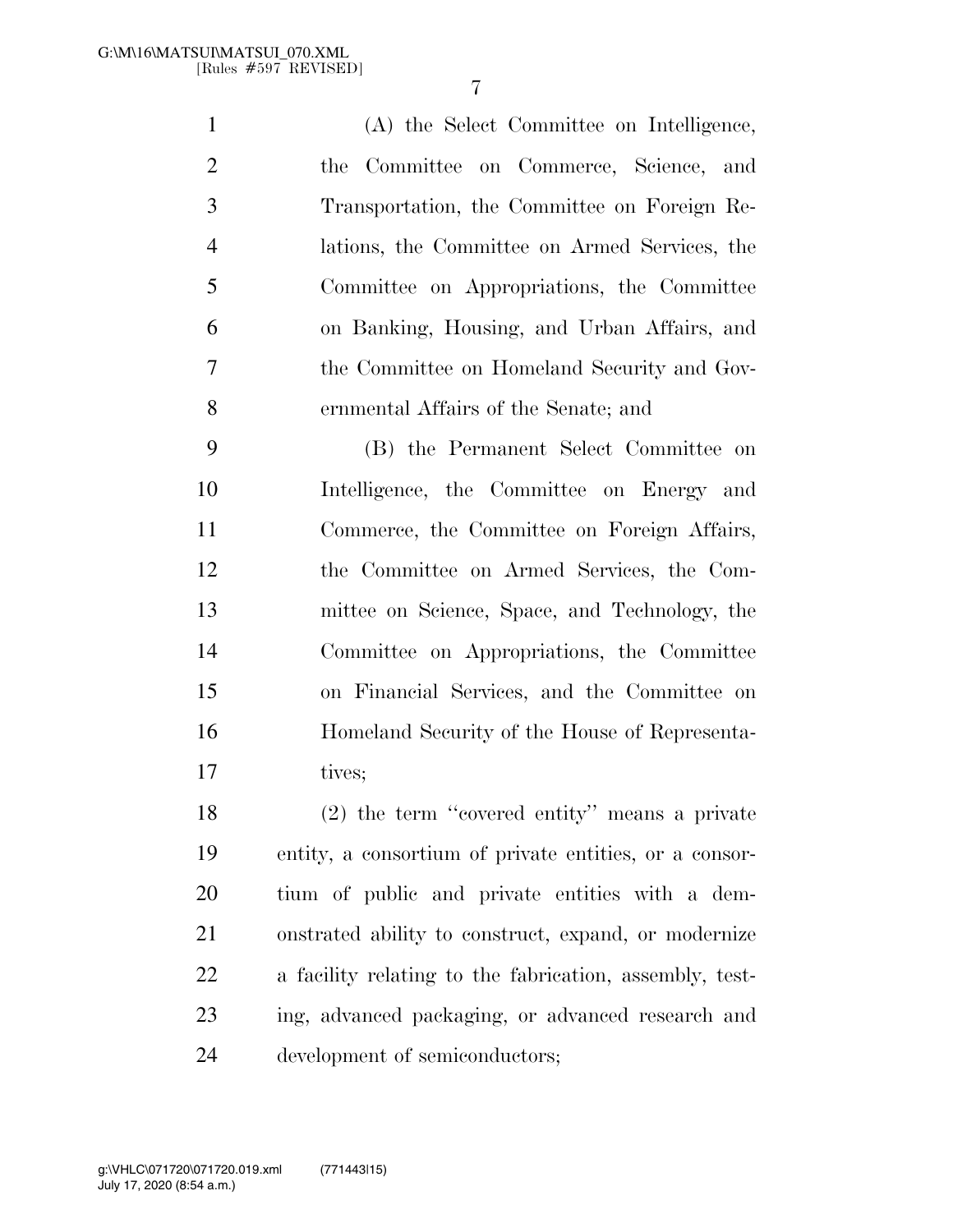(A) the Select Committee on Intelligence, the Committee on Commerce, Science, and Transportation, the Committee on Foreign Relations, the Committee on Armed Services, the Committee on Appropriations, the Committee on Banking, Housing, and Urban Affairs, and the Committee on Homeland Security and Governmental Affairs of the Senate; and

(B) the Permanent Select Committee on Intelligence, the Committee on Energy and Commerce, the Committee on Foreign Affairs, the Committee on Armed Services, the Committee on Science, Space, and Technology, the Committee on Appropriations, the Committee on Financial Services, and the Committee on Homeland Security of the House of Representatives;

(2) the term ''covered entity'' means a private entity, a consortium of private entities, or a consortium of public and private entities with a demonstrated ability to construct, expand, or modernize a facility relating to the fabrication, assembly, testing, advanced packaging, or advanced research and development of semiconductors;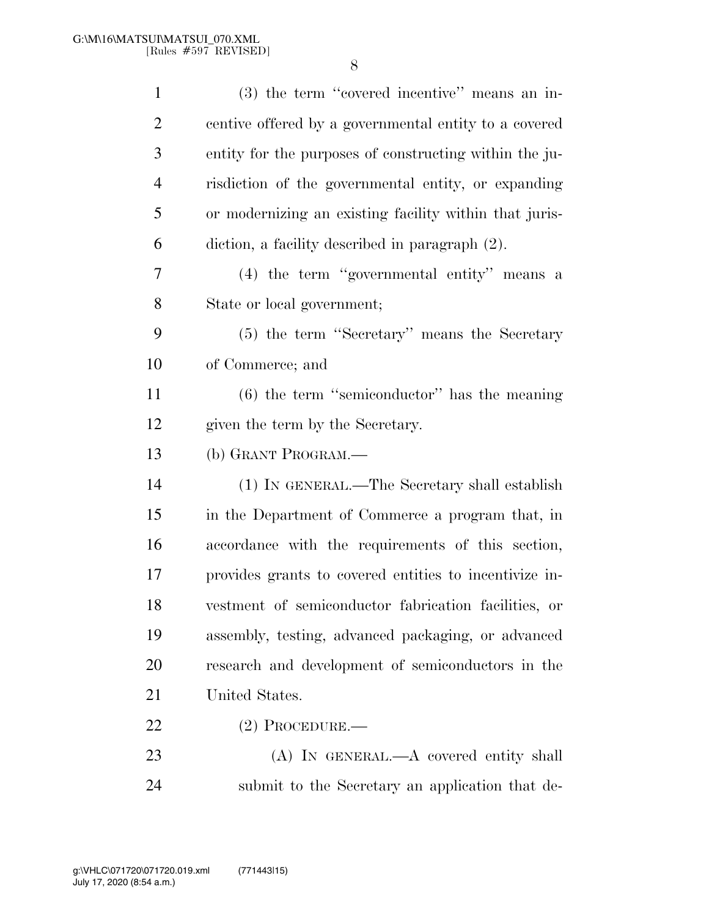(3) the term ''covered incentive'' means an incentive offered by a governmental entity to a covered entity for the purposes of constructing within the jurisdiction of the governmental entity, or expanding or modernizing an existing facility within that jurisdiction, a facility described in paragraph (2).

(4) the term ''governmental entity'' means a State or local government;

(5) the term ''Secretary'' means the Secretary of Commerce; and

(6) the term ''semiconductor'' has the meaning given the term by the Secretary.

(b) GRANT PROGRAM.—

(1) IN GENERAL.—The Secretary shall establish in the Department of Commerce a program that, in accordance with the requirements of this section, provides grants to covered entities to incentivize investment of semiconductor fabrication facilities, or assembly, testing, advanced packaging, or advanced research and development of semiconductors in the United States.

(2) PROCEDURE.—

(A) IN GENERAL.—A covered entity shall submit to the Secretary an application that de-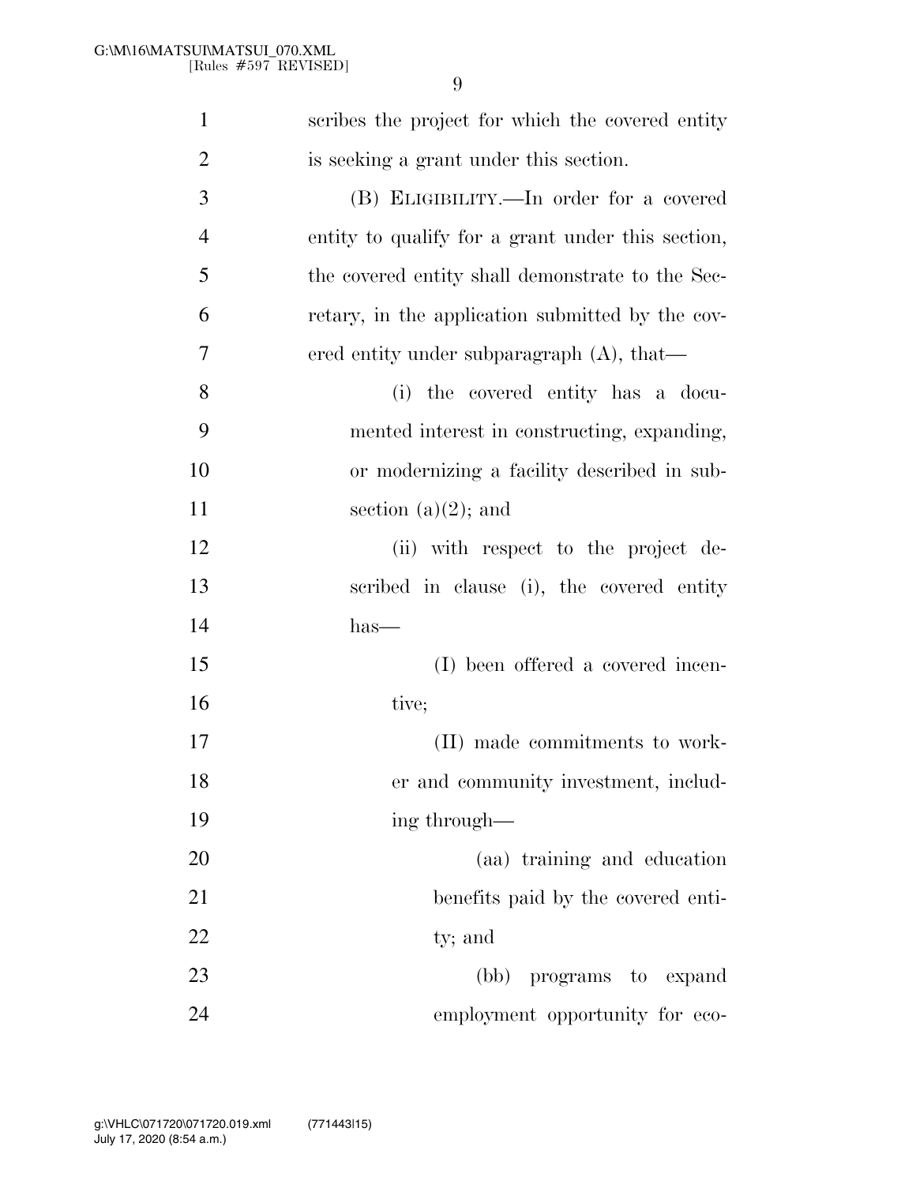scribes the project for which the covered entity is seeking a grant under this section.

(B) ELIGIBILITY.—In order for a covered entity to qualify for a grant under this section, the covered entity shall demonstrate to the Secretary, in the application submitted by the covered entity under subparagraph (A), that—

(i) the covered entity has a documented interest in constructing, expanding, or modernizing a facility described in subsection (a)(2); and

(ii) with respect to the project described in clause (i), the covered entity has—

(I) been offered a covered incentive;

(II) made commitments to worker and community investment, including through—

(aa) training and education benefits paid by the covered entity; and

(bb) programs to expand employment opportunity for eco-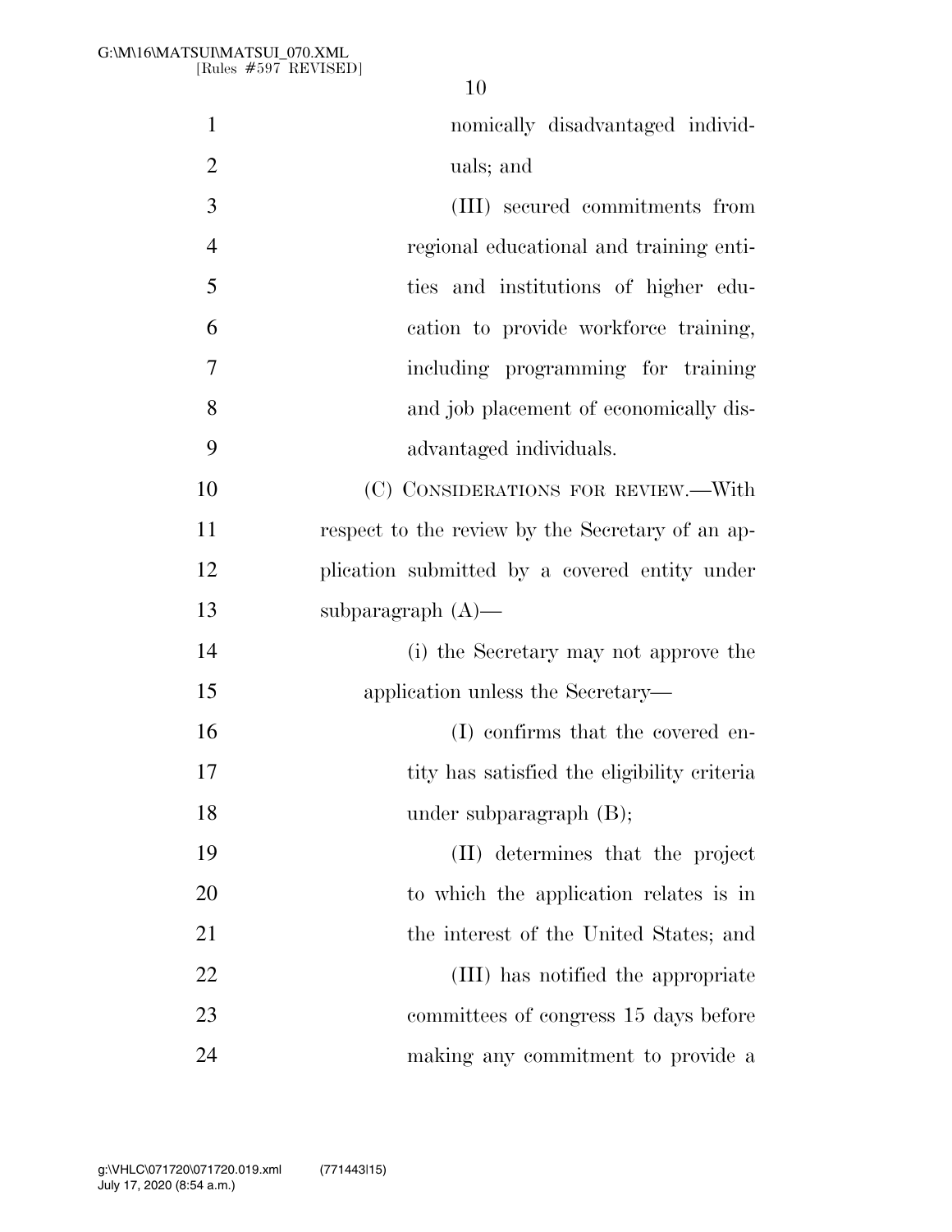nomically disadvantaged individuals; and

(III) secured commitments from regional educational and training entities and institutions of higher education to provide workforce training, including programming for training and job placement of economically disadvantaged individuals.

(C) CONSIDERATIONS FOR REVIEW.—With respect to the review by the Secretary of an application submitted by a covered entity under subparagraph (A)—

(i) the Secretary may not approve the application unless the Secretary—

(I) confirms that the covered entity has satisfied the eligibility criteria under subparagraph (B);

(II) determines that the project to which the application relates is in the interest of the United States; and

(III) has notified the appropriate committees of congress 15 days before making any commitment to provide a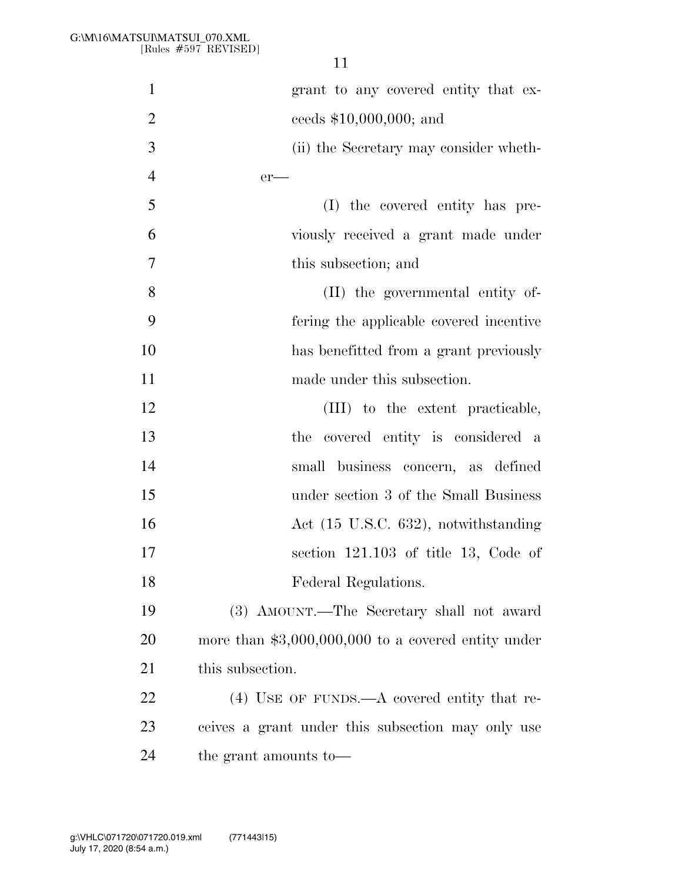grant to any covered entity that exceeds $10,000,000; and

(ii) the Secretary may consider whether—

(I) the covered entity has previously received a grant made under this subsection; and

(II) the governmental entity offering the applicable covered incentive has benefitted from a grant previously made under this subsection.

(III) to the extent practicable, the covered entity is considered a small business concern, as defined under section 3 of the Small Business Act (15 U.S.C. 632), notwithstanding section 121.103 of title 13, Code of Federal Regulations.

(3) AMOUNT.—The Secretary shall not award more than $3,000,000,000 to a covered entity under this subsection.

(4) USE OF FUNDS.—A covered entity that receives a grant under this subsection may only use the grant amounts to—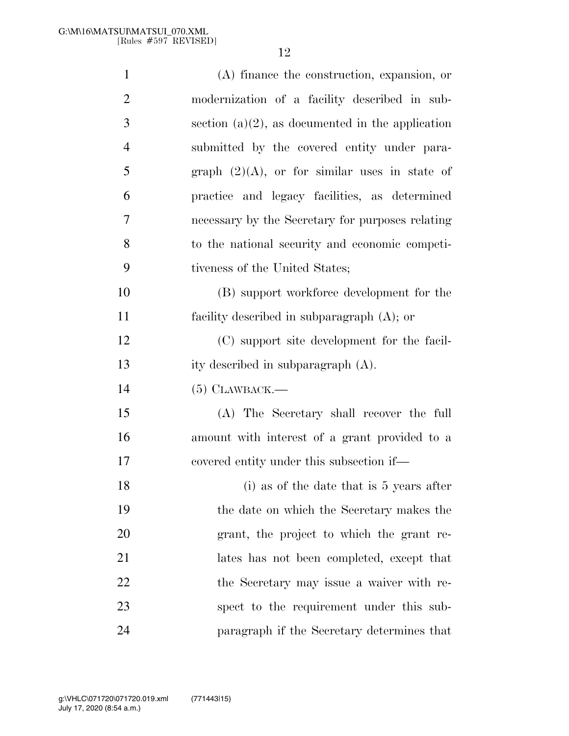(A) finance the construction, expansion, or modernization of a facility described in subsection (a)(2), as documented in the application submitted by the covered entity under paragraph (2)(A), or for similar uses in state of practice and legacy facilities, as determined necessary by the Secretary for purposes relating to the national security and economic competitiveness of the United States;

(B) support workforce development for the facility described in subparagraph (A); or

(C) support site development for the facility described in subparagraph (A).

(5) CLAWBACK.—

(A) The Secretary shall recover the full amount with interest of a grant provided to a covered entity under this subsection if—

(i) as of the date that is 5 years after the date on which the Secretary makes the grant, the project to which the grant relates has not been completed, except that the Secretary may issue a waiver with respect to the requirement under this subparagraph if the Secretary determines that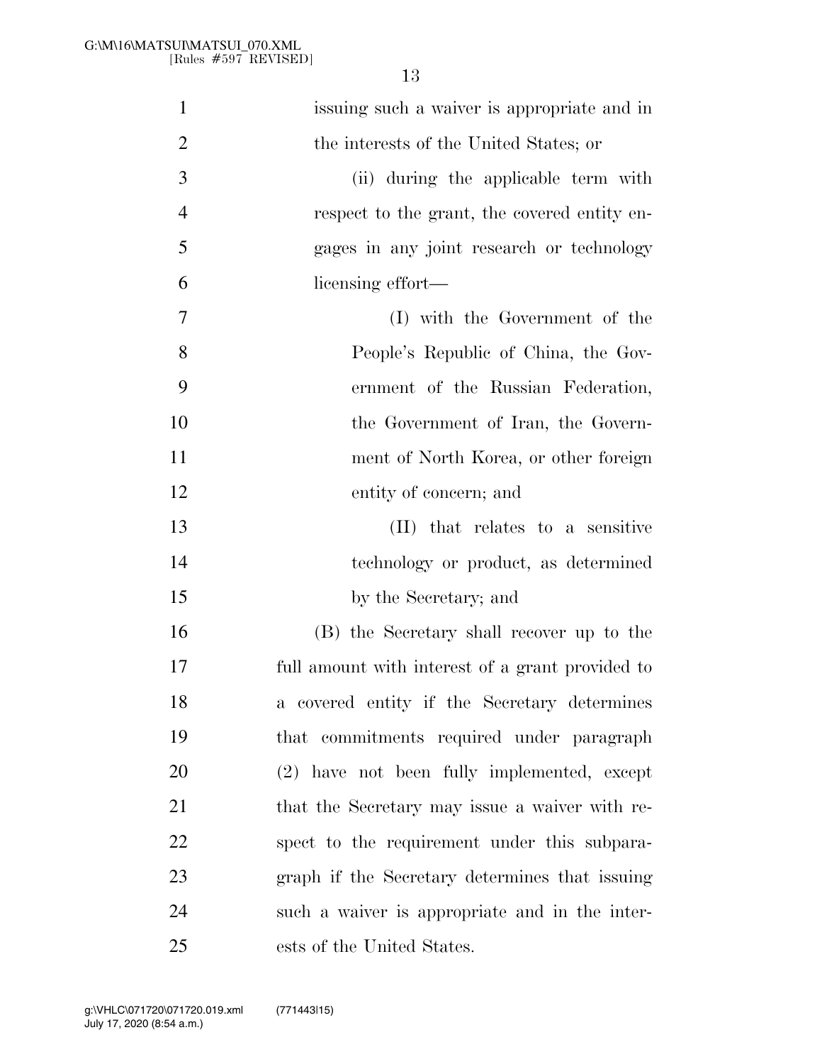issuing such a waiver is appropriate and in the interests of the United States; or

(ii) during the applicable term with respect to the grant, the covered entity engages in any joint research or technology licensing effort—

(I) with the Government of the People's Republic of China, the Government of the Russian Federation, the Government of Iran, the Government of North Korea, or other foreign entity of concern; and

(II) that relates to a sensitive technology or product, as determined by the Secretary; and

(B) the Secretary shall recover up to the full amount with interest of a grant provided to a covered entity if the Secretary determines that commitments required under paragraph (2) have not been fully implemented, except that the Secretary may issue a waiver with respect to the requirement under this subparagraph if the Secretary determines that issuing such a waiver is appropriate and in the interests of the United States.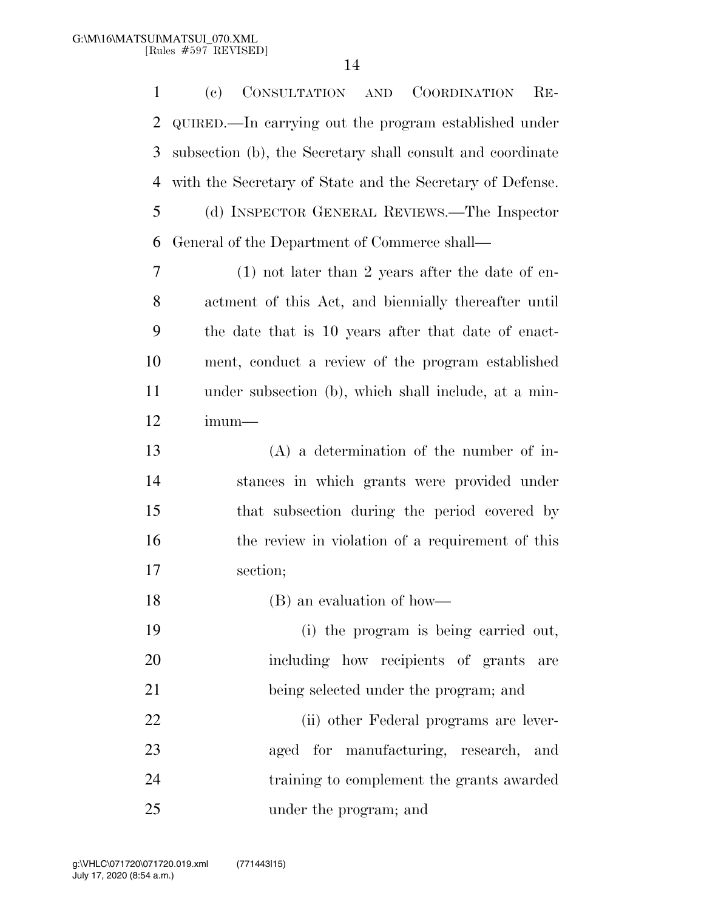(c) CONSULTATION AND COORDINATION REQUIRED.—In carrying out the program established under subsection (b), the Secretary shall consult and coordinate with the Secretary of State and the Secretary of Defense.

(d) INSPECTOR GENERAL REVIEWS.—The Inspector General of the Department of Commerce shall—

(1) not later than 2 years after the date of enactment of this Act, and biennially thereafter until the date that is 10 years after that date of enactment, conduct a review of the program established under subsection (b), which shall include, at a minimum—

(A) a determination of the number of instances in which grants were provided under that subsection during the period covered by the review in violation of a requirement of this section;

(B) an evaluation of how—

(i) the program is being carried out, including how recipients of grants are being selected under the program; and

(ii) other Federal programs are leveraged for manufacturing, research, and training to complement the grants awarded under the program; and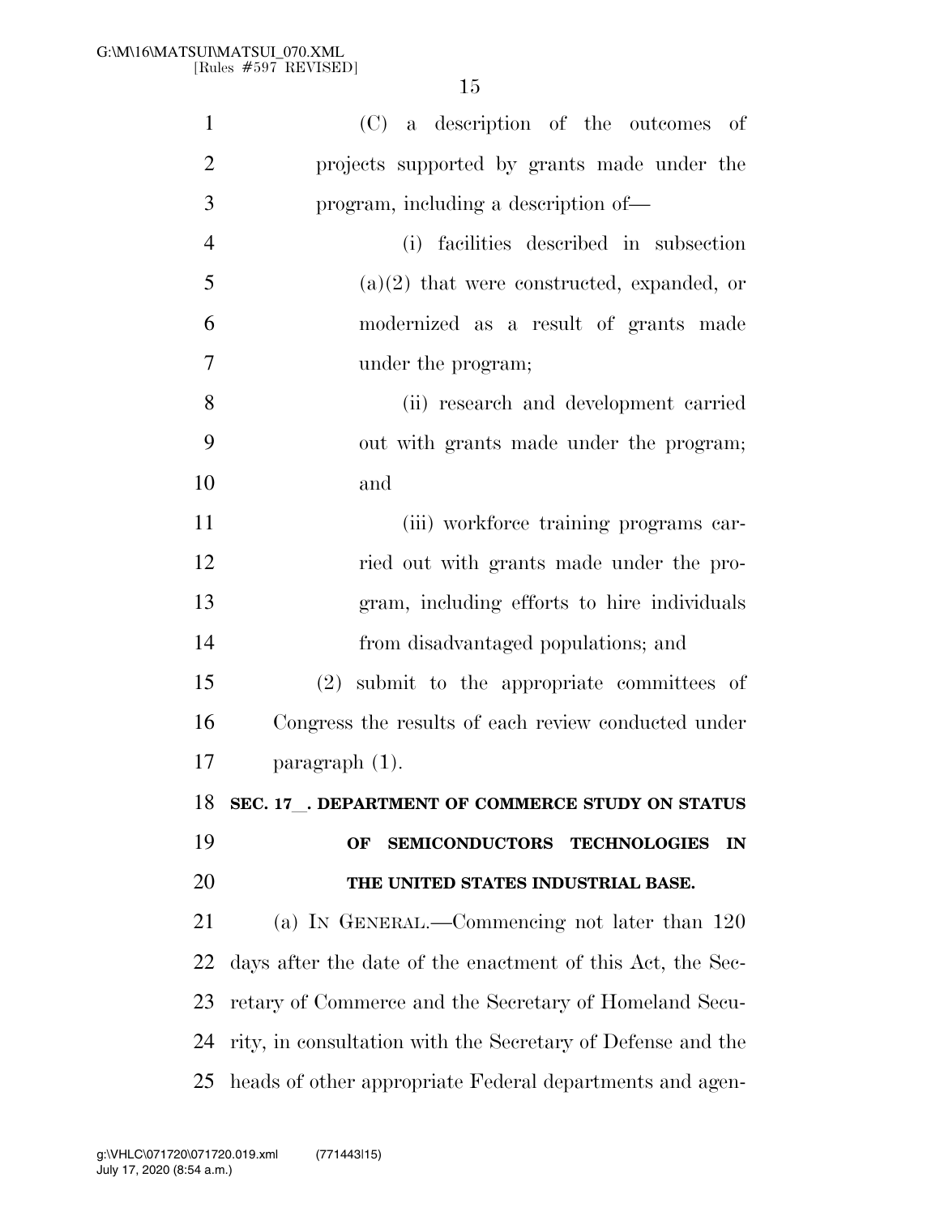(C) a description of the outcomes of projects supported by grants made under the program, including a description of—

(i) facilities described in subsection (a)(2) that were constructed, expanded, or modernized as a result of grants made under the program;

(ii) research and development carried out with grants made under the program; and

(iii) workforce training programs carried out with grants made under the program, including efforts to hire individuals from disadvantaged populations; and

(2) submit to the appropriate committees of Congress the results of each review conducted under paragraph (1).

**SEC. 17__. DEPARTMENT OF COMMERCE STUDY ON STATUS OF SEMICONDUCTORS TECHNOLOGIES IN THE UNITED STATES INDUSTRIAL BASE.**

(a) IN GENERAL.—Commencing not later than 120 days after the date of the enactment of this Act, the Secretary of Commerce and the Secretary of Homeland Security, in consultation with the Secretary of Defense and the heads of other appropriate Federal departments and agen-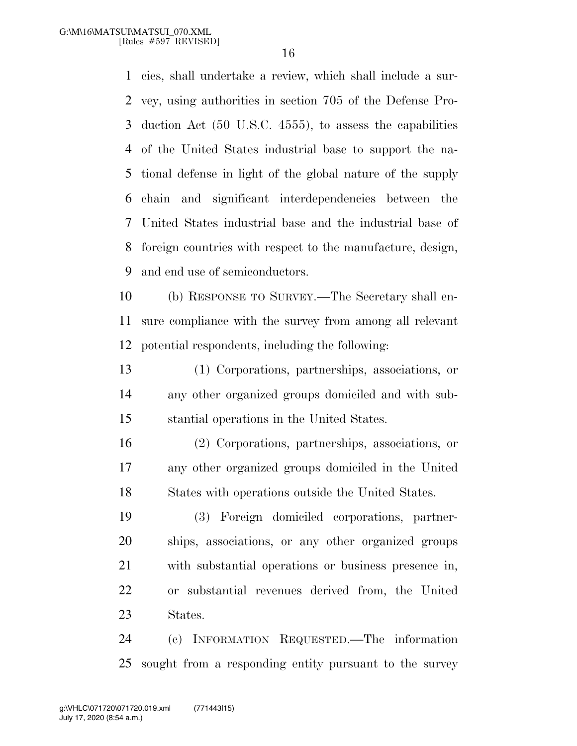cies, shall undertake a review, which shall include a survey, using authorities in section 705 of the Defense Production Act (50 U.S.C. 4555), to assess the capabilities of the United States industrial base to support the national defense in light of the global nature of the supply chain and significant interdependencies between the United States industrial base and the industrial base of foreign countries with respect to the manufacture, design, and end use of semiconductors.

(b) RESPONSE TO SURVEY.—The Secretary shall ensure compliance with the survey from among all relevant potential respondents, including the following:

(1) Corporations, partnerships, associations, or any other organized groups domiciled and with substantial operations in the United States.

(2) Corporations, partnerships, associations, or any other organized groups domiciled in the United States with operations outside the United States.

(3) Foreign domiciled corporations, partnerships, associations, or any other organized groups with substantial operations or business presence in, or substantial revenues derived from, the United States.

(c) INFORMATION REQUESTED.—The information sought from a responding entity pursuant to the survey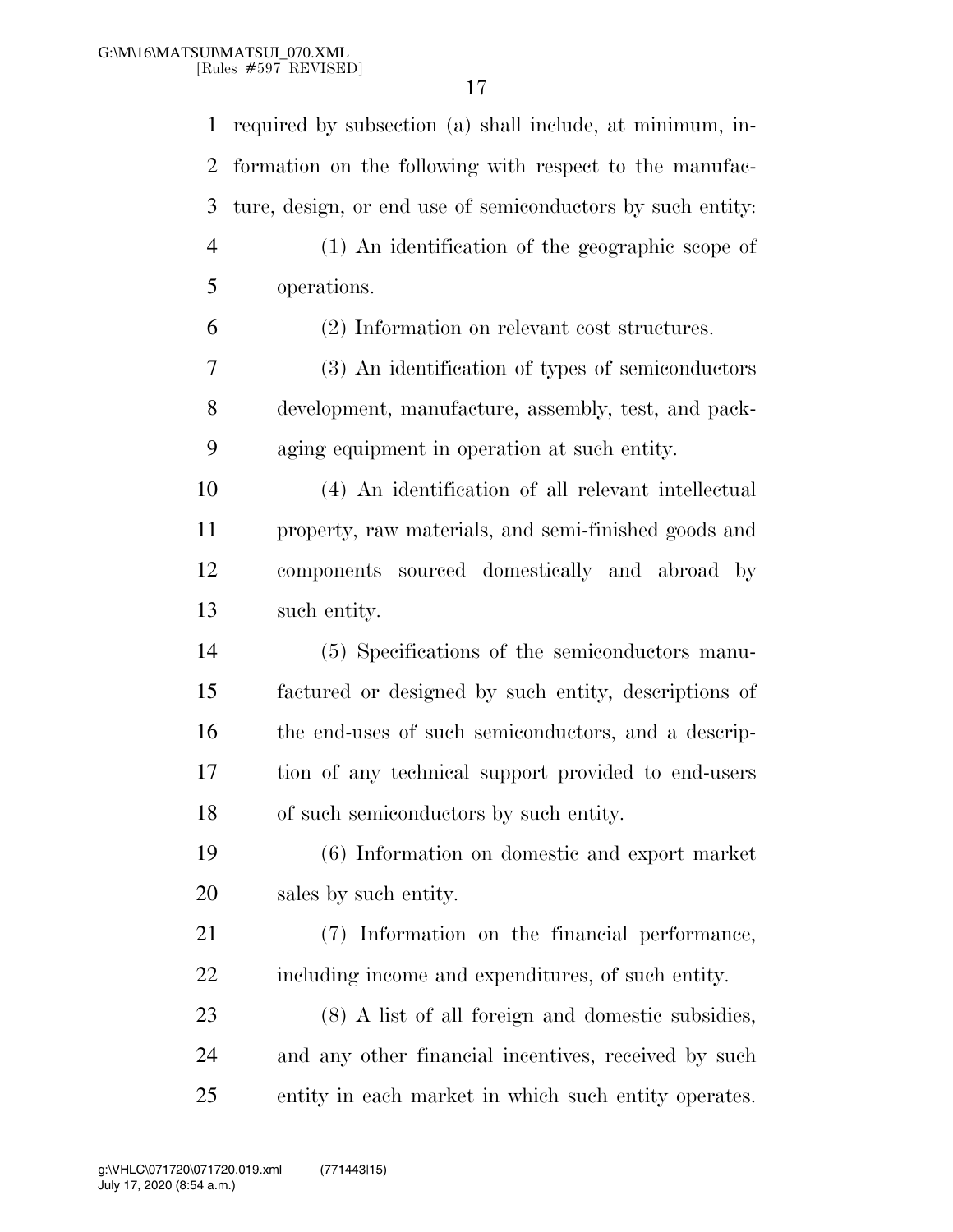required by subsection (a) shall include, at minimum, information on the following with respect to the manufacture, design, or end use of semiconductors by such entity:

(1) An identification of the geographic scope of operations.

(2) Information on relevant cost structures.

(3) An identification of types of semiconductors development, manufacture, assembly, test, and packaging equipment in operation at such entity.

(4) An identification of all relevant intellectual property, raw materials, and semi-finished goods and components sourced domestically and abroad by such entity.

(5) Specifications of the semiconductors manufactured or designed by such entity, descriptions of the end-uses of such semiconductors, and a description of any technical support provided to end-users of such semiconductors by such entity.

(6) Information on domestic and export market sales by such entity.

(7) Information on the financial performance, including income and expenditures, of such entity.

(8) A list of all foreign and domestic subsidies, and any other financial incentives, received by such entity in each market in which such entity operates.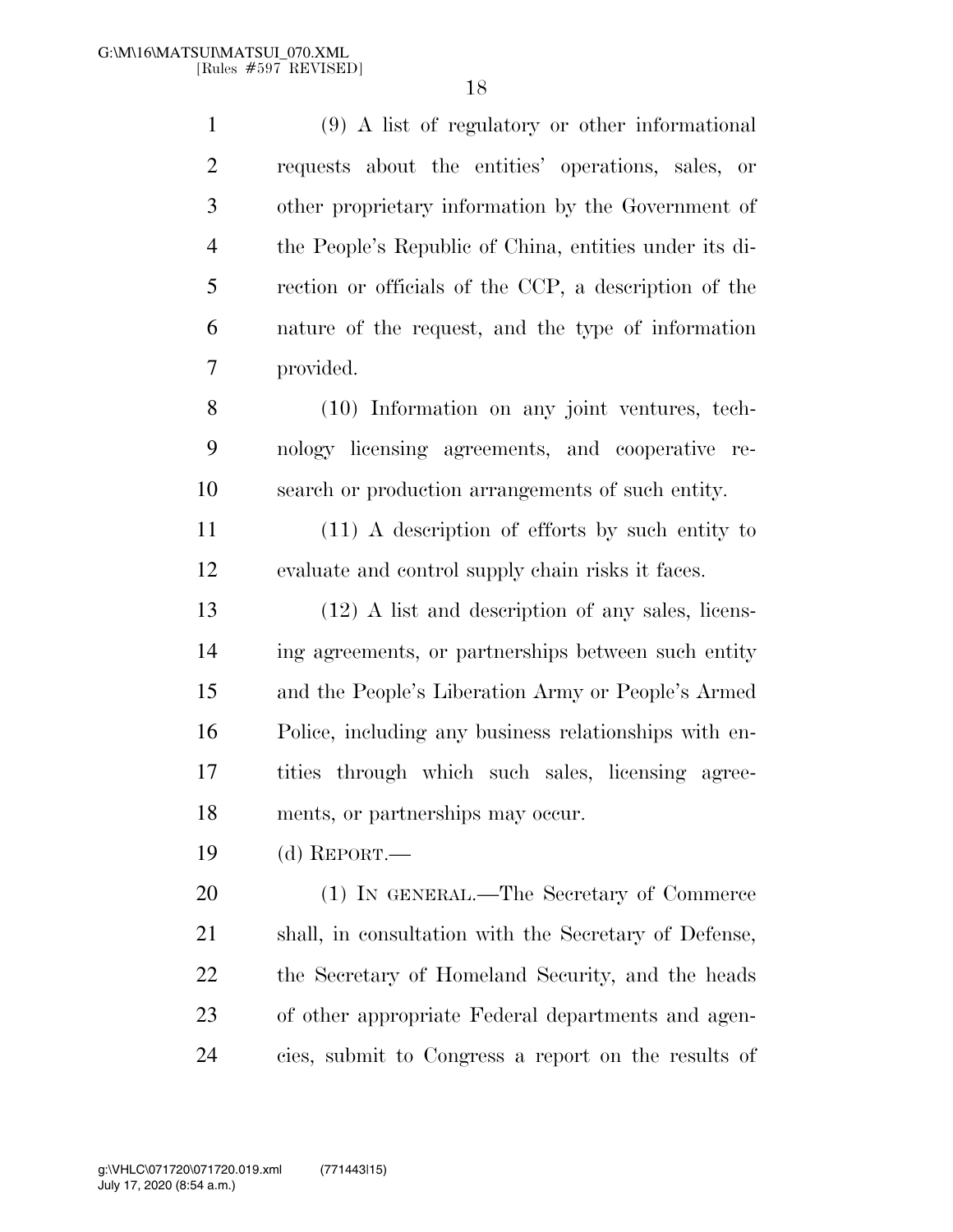(9) A list of regulatory or other informational requests about the entities' operations, sales, or other proprietary information by the Government of the People's Republic of China, entities under its direction or officials of the CCP, a description of the nature of the request, and the type of information provided.

(10) Information on any joint ventures, technology licensing agreements, and cooperative research or production arrangements of such entity.

(11) A description of efforts by such entity to evaluate and control supply chain risks it faces.

(12) A list and description of any sales, licensing agreements, or partnerships between such entity and the People's Liberation Army or People's Armed Police, including any business relationships with entities through which such sales, licensing agreements, or partnerships may occur.

(d) REPORT.—

(1) IN GENERAL.—The Secretary of Commerce shall, in consultation with the Secretary of Defense, the Secretary of Homeland Security, and the heads of other appropriate Federal departments and agencies, submit to Congress a report on the results of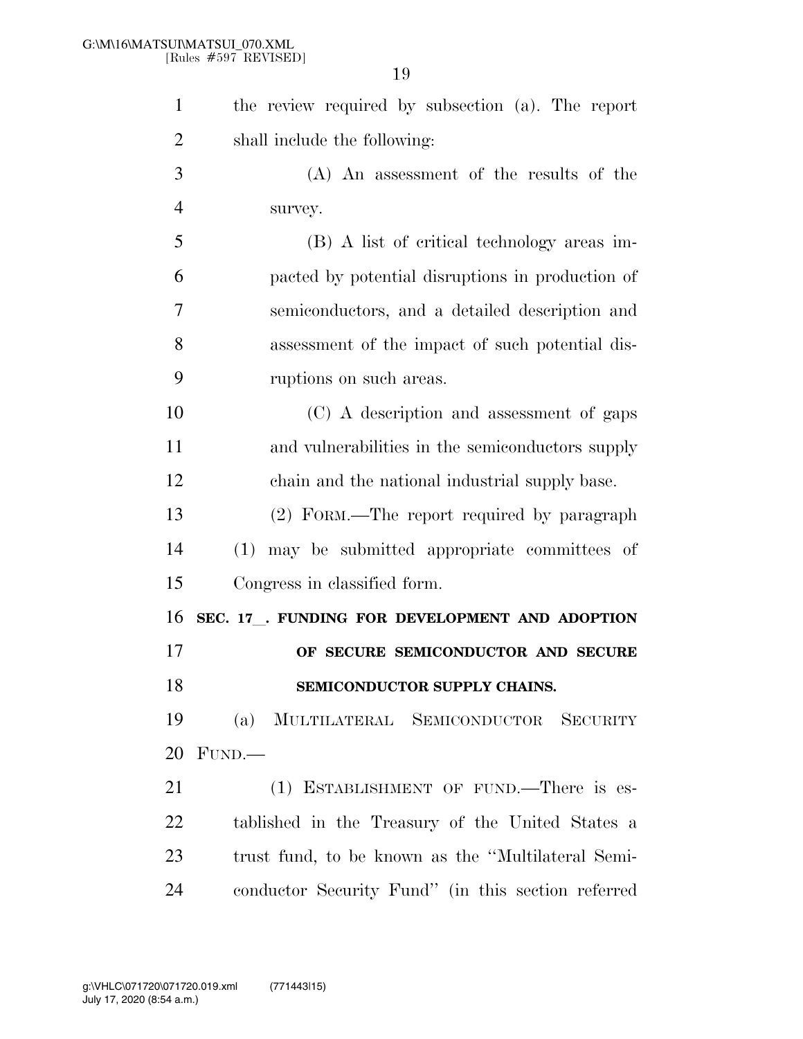the review required by subsection (a). The report shall include the following:

(A) An assessment of the results of the survey.

(B) A list of critical technology areas impacted by potential disruptions in production of semiconductors, and a detailed description and assessment of the impact of such potential disruptions on such areas.

(C) A description and assessment of gaps and vulnerabilities in the semiconductors supply chain and the national industrial supply base.

(2) FORM.—The report required by paragraph (1) may be submitted appropriate committees of Congress in classified form.

**SEC. 17_. FUNDING FOR DEVELOPMENT AND ADOPTION OF SECURE SEMICONDUCTOR AND SECURE SEMICONDUCTOR SUPPLY CHAINS.**

(a) MULTILATERAL SEMICONDUCTOR SECURITY FUND.—

(1) ESTABLISHMENT OF FUND.—There is established in the Treasury of the United States a trust fund, to be known as the "Multilateral Semiconductor Security Fund" (in this section referred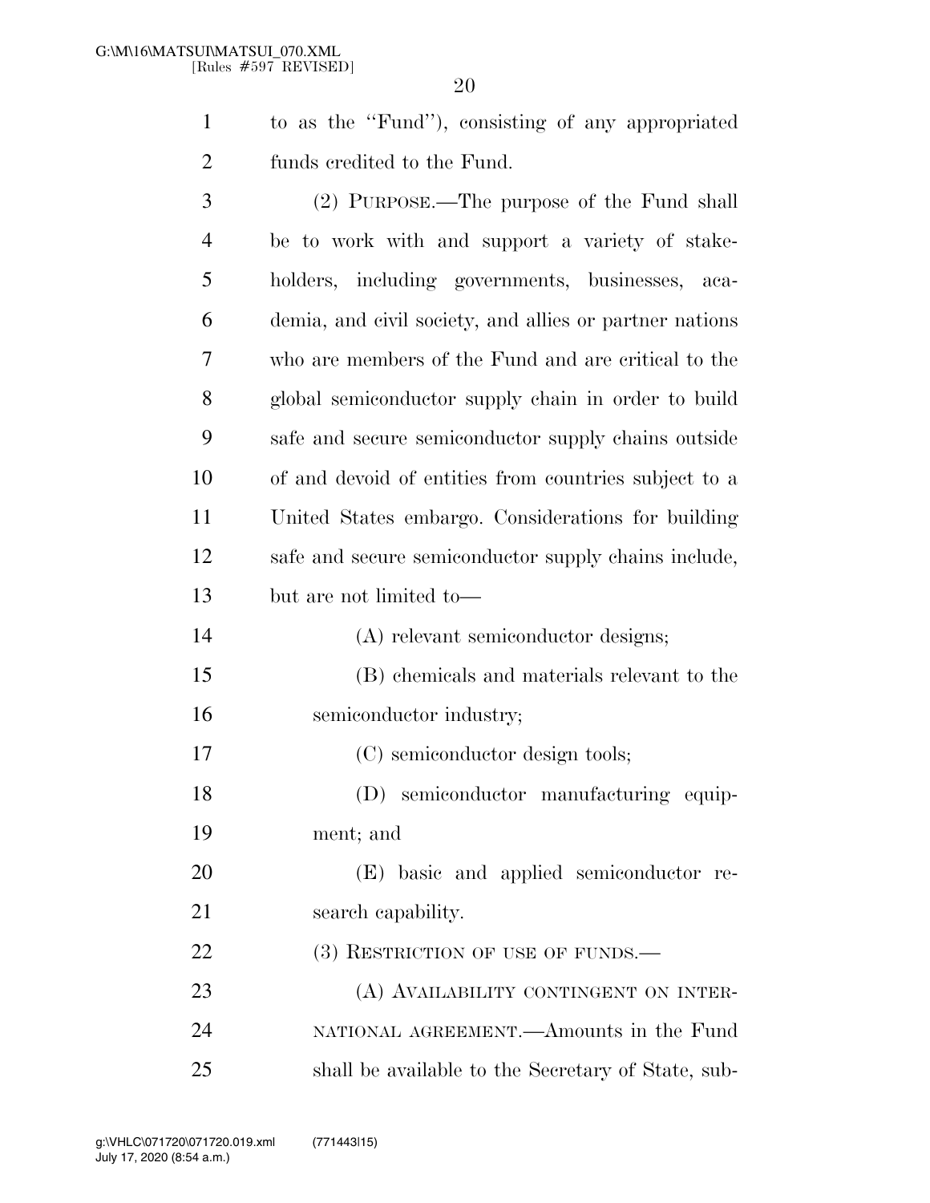to as the ''Fund''), consisting of any appropriated funds credited to the Fund.

(2) PURPOSE.—The purpose of the Fund shall be to work with and support a variety of stakeholders, including governments, businesses, academia, and civil society, and allies or partner nations who are members of the Fund and are critical to the global semiconductor supply chain in order to build safe and secure semiconductor supply chains outside of and devoid of entities from countries subject to a United States embargo. Considerations for building safe and secure semiconductor supply chains include, but are not limited to—

(A) relevant semiconductor designs;

(B) chemicals and materials relevant to the semiconductor industry;

(C) semiconductor design tools;

(D) semiconductor manufacturing equipment; and

(E) basic and applied semiconductor research capability.

(3) RESTRICTION OF USE OF FUNDS.—

(A) AVAILABILITY CONTINGENT ON INTERNATIONAL AGREEMENT.—Amounts in the Fund shall be available to the Secretary of State, sub-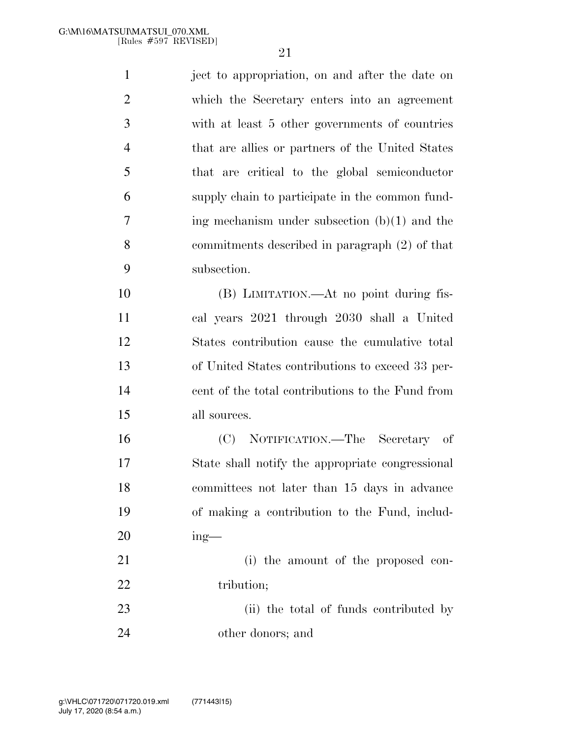ject to appropriation, on and after the date on which the Secretary enters into an agreement with at least 5 other governments of countries that are allies or partners of the United States that are critical to the global semiconductor supply chain to participate in the common funding mechanism under subsection (b)(1) and the commitments described in paragraph (2) of that subsection.

(B) LIMITATION.—At no point during fiscal years 2021 through 2030 shall a United States contribution cause the cumulative total of United States contributions to exceed 33 percent of the total contributions to the Fund from all sources.

(C) NOTIFICATION.—The Secretary of State shall notify the appropriate congressional committees not later than 15 days in advance of making a contribution to the Fund, including—

(i) the amount of the proposed contribution;

(ii) the total of funds contributed by other donors; and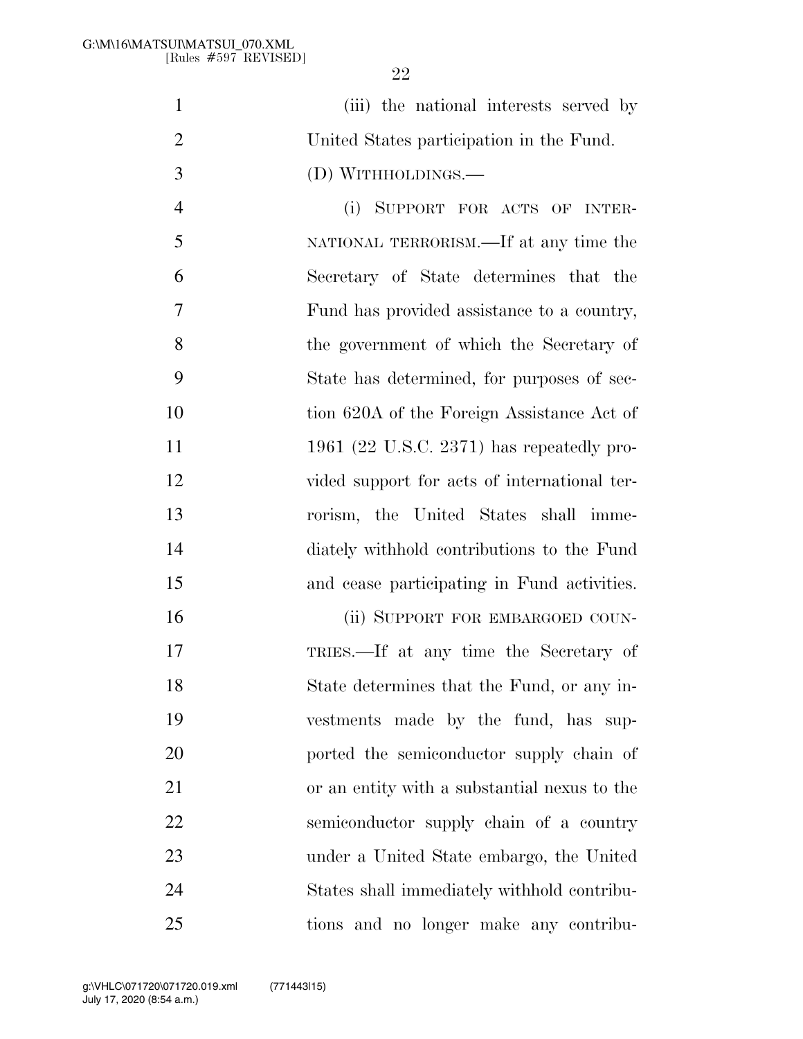(iii) the national interests served by United States participation in the Fund.

(D) WITHHOLDINGS.—

(i) SUPPORT FOR ACTS OF INTERNATIONAL TERRORISM.—If at any time the Secretary of State determines that the Fund has provided assistance to a country, the government of which the Secretary of State has determined, for purposes of section 620A of the Foreign Assistance Act of 1961 (22 U.S.C. 2371) has repeatedly provided support for acts of international terrorism, the United States shall immediately withhold contributions to the Fund and cease participating in Fund activities.

(ii) SUPPORT FOR EMBARGOED COUNTRIES.—If at any time the Secretary of State determines that the Fund, or any investments made by the fund, has supported the semiconductor supply chain of or an entity with a substantial nexus to the semiconductor supply chain of a country under a United State embargo, the United States shall immediately withhold contributions and no longer make any contribu-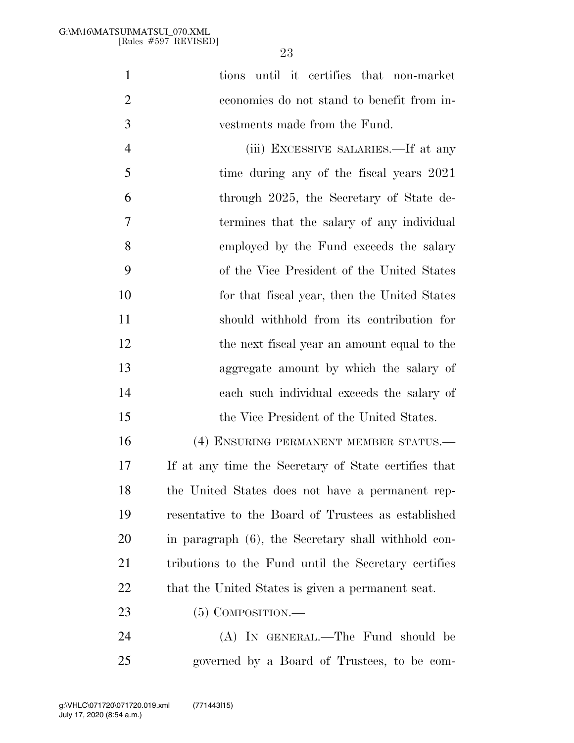tions until it certifies that non-market economies do not stand to benefit from investments made from the Fund.

(iii) EXCESSIVE SALARIES.—If at any time during any of the fiscal years 2021 through 2025, the Secretary of State determines that the salary of any individual employed by the Fund exceeds the salary of the Vice President of the United States for that fiscal year, then the United States should withhold from its contribution for the next fiscal year an amount equal to the aggregate amount by which the salary of each such individual exceeds the salary of the Vice President of the United States.

(4) ENSURING PERMANENT MEMBER STATUS.—If at any time the Secretary of State certifies that the United States does not have a permanent representative to the Board of Trustees as established in paragraph (6), the Secretary shall withhold contributions to the Fund until the Secretary certifies that the United States is given a permanent seat.

(5) COMPOSITION.—

(A) IN GENERAL.—The Fund should be governed by a Board of Trustees, to be com-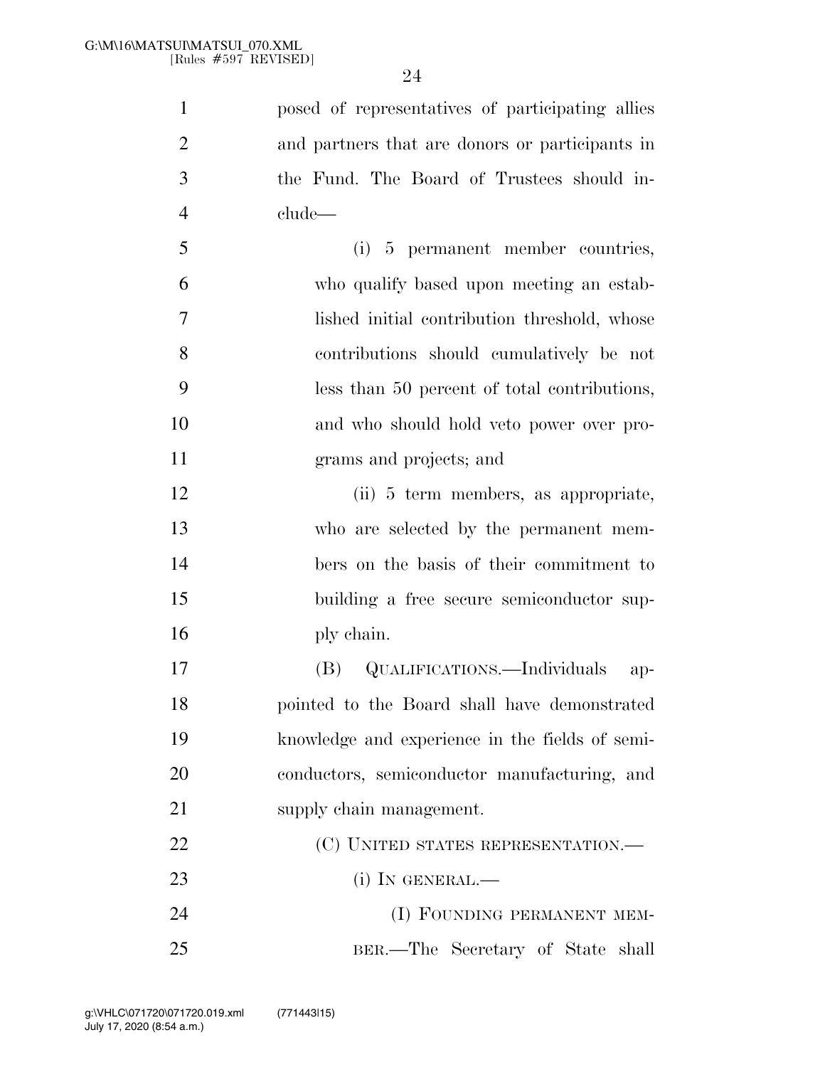posed of representatives of participating allies and partners that are donors or participants in the Fund. The Board of Trustees should include—

(i) 5 permanent member countries, who qualify based upon meeting an established initial contribution threshold, whose contributions should cumulatively be not less than 50 percent of total contributions, and who should hold veto power over programs and projects; and

(ii) 5 term members, as appropriate, who are selected by the permanent members on the basis of their commitment to building a free secure semiconductor supply chain.

(B) QUALIFICATIONS.—Individuals appointed to the Board shall have demonstrated knowledge and experience in the fields of semiconductors, semiconductor manufacturing, and supply chain management.

(C) UNITED STATES REPRESENTATION.—

(i) IN GENERAL.—

(I) FOUNDING PERMANENT MEMBER.—The Secretary of State shall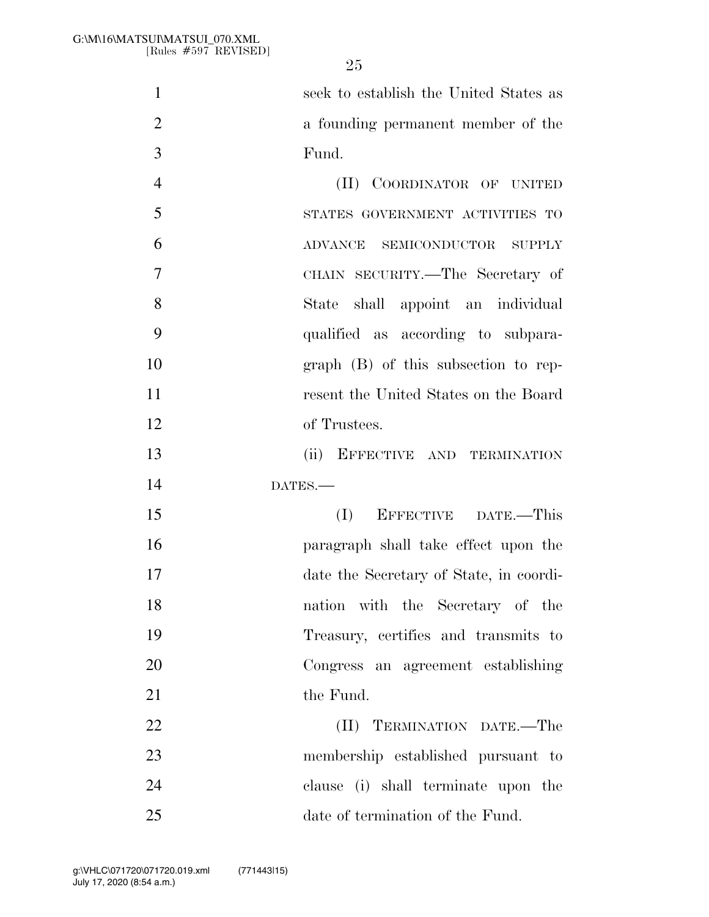seek to establish the United States as a founding permanent member of the Fund.

(II) COORDINATOR OF UNITED STATES GOVERNMENT ACTIVITIES TO ADVANCE SEMICONDUCTOR SUPPLY CHAIN SECURITY.—The Secretary of State shall appoint an individual qualified as according to subparagraph (B) of this subsection to represent the United States on the Board of Trustees.

(ii) EFFECTIVE AND TERMINATION DATES.—

(I) EFFECTIVE DATE.—This paragraph shall take effect upon the date the Secretary of State, in coordination with the Secretary of the Treasury, certifies and transmits to Congress an agreement establishing the Fund.

(II) TERMINATION DATE.—The membership established pursuant to clause (i) shall terminate upon the date of termination of the Fund.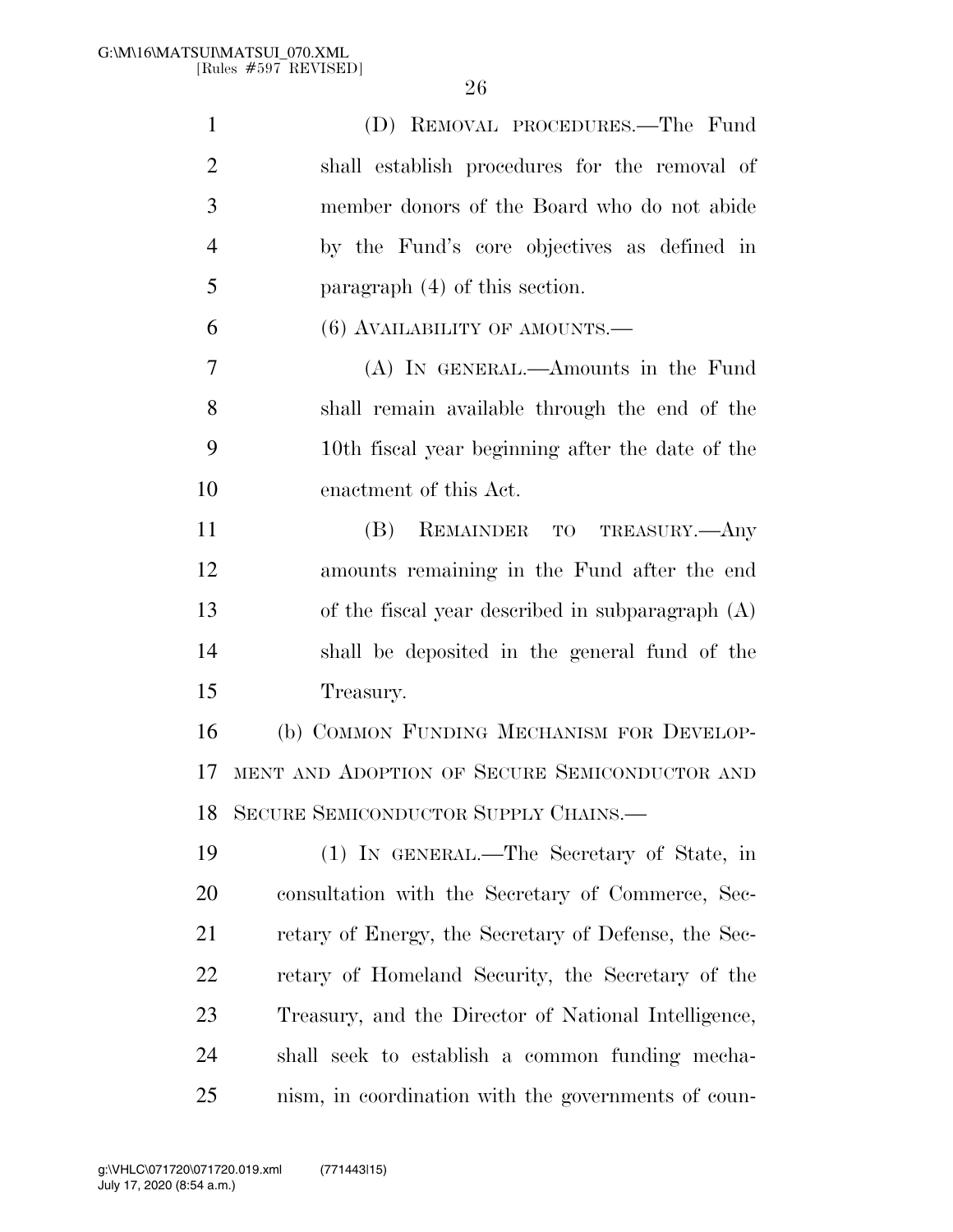(D) REMOVAL PROCEDURES.—The Fund shall establish procedures for the removal of member donors of the Board who do not abide by the Fund's core objectives as defined in paragraph (4) of this section.

(6) AVAILABILITY OF AMOUNTS.—

(A) IN GENERAL.—Amounts in the Fund shall remain available through the end of the 10th fiscal year beginning after the date of the enactment of this Act.

(B) REMAINDER TO TREASURY.—Any amounts remaining in the Fund after the end of the fiscal year described in subparagraph (A) shall be deposited in the general fund of the Treasury.

(b) COMMON FUNDING MECHANISM FOR DEVELOPMENT AND ADOPTION OF SECURE SEMICONDUCTOR AND SECURE SEMICONDUCTOR SUPPLY CHAINS.—

(1) IN GENERAL.—The Secretary of State, in consultation with the Secretary of Commerce, Secretary of Energy, the Secretary of Defense, the Secretary of Homeland Security, the Secretary of the Treasury, and the Director of National Intelligence, shall seek to establish a common funding mechanism, in coordination with the governments of coun-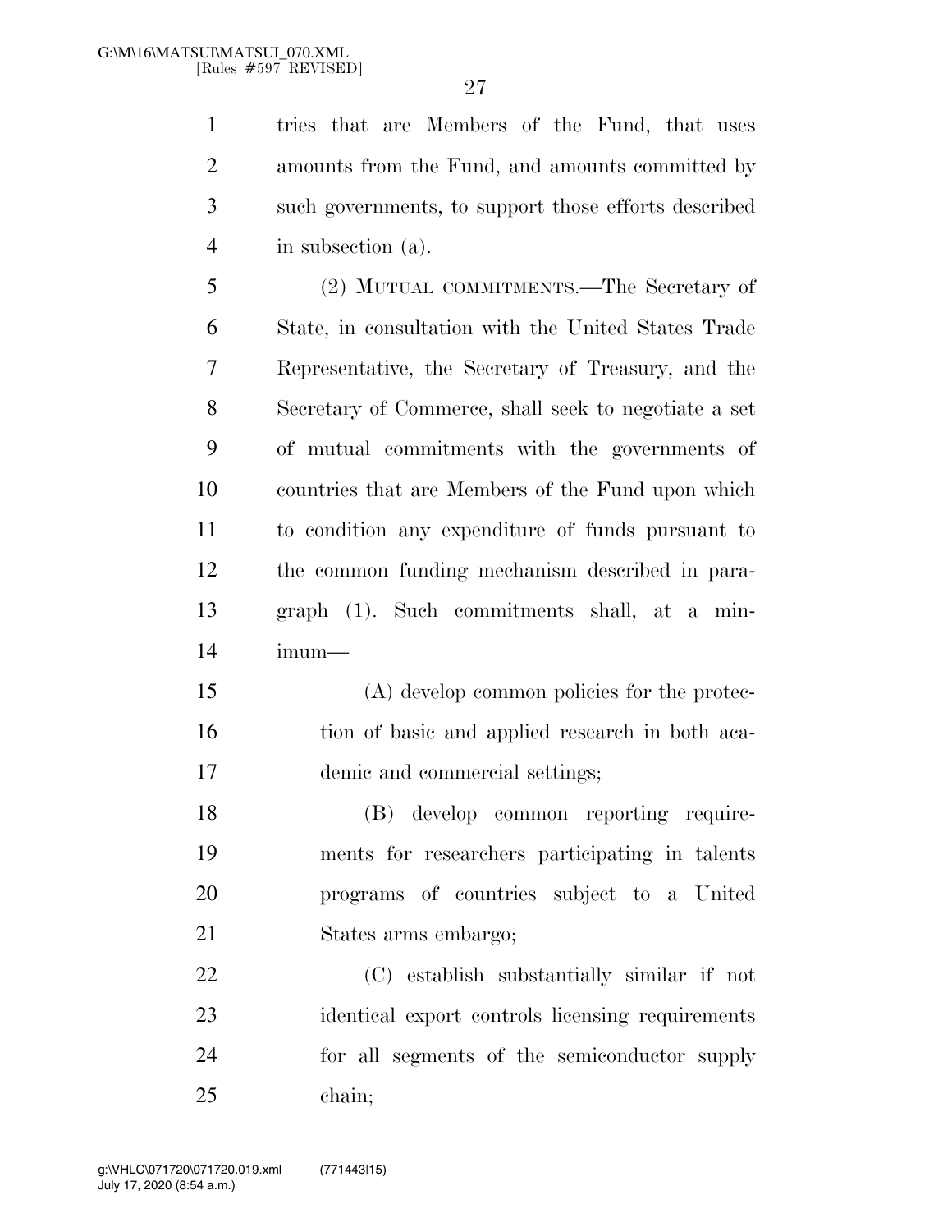tries that are Members of the Fund, that uses amounts from the Fund, and amounts committed by such governments, to support those efforts described in subsection (a).

(2) MUTUAL COMMITMENTS.—The Secretary of State, in consultation with the United States Trade Representative, the Secretary of Treasury, and the Secretary of Commerce, shall seek to negotiate a set of mutual commitments with the governments of countries that are Members of the Fund upon which to condition any expenditure of funds pursuant to the common funding mechanism described in paragraph (1). Such commitments shall, at a minimum—

(A) develop common policies for the protection of basic and applied research in both academic and commercial settings;

(B) develop common reporting requirements for researchers participating in talents programs of countries subject to a United States arms embargo;

(C) establish substantially similar if not identical export controls licensing requirements for all segments of the semiconductor supply chain;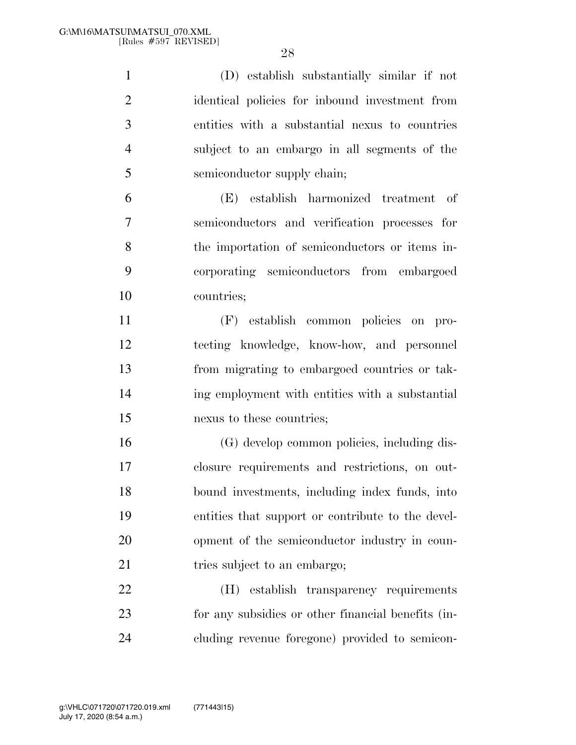(D) establish substantially similar if not identical policies for inbound investment from entities with a substantial nexus to countries subject to an embargo in all segments of the semiconductor supply chain;

(E) establish harmonized treatment of semiconductors and verification processes for the importation of semiconductors or items incorporating semiconductors from embargoed countries;

(F) establish common policies on protecting knowledge, know-how, and personnel from migrating to embargoed countries or taking employment with entities with a substantial nexus to these countries;

(G) develop common policies, including disclosure requirements and restrictions, on outbound investments, including index funds, into entities that support or contribute to the development of the semiconductor industry in countries subject to an embargo;

(H) establish transparency requirements for any subsidies or other financial benefits (including revenue foregone) provided to semicon-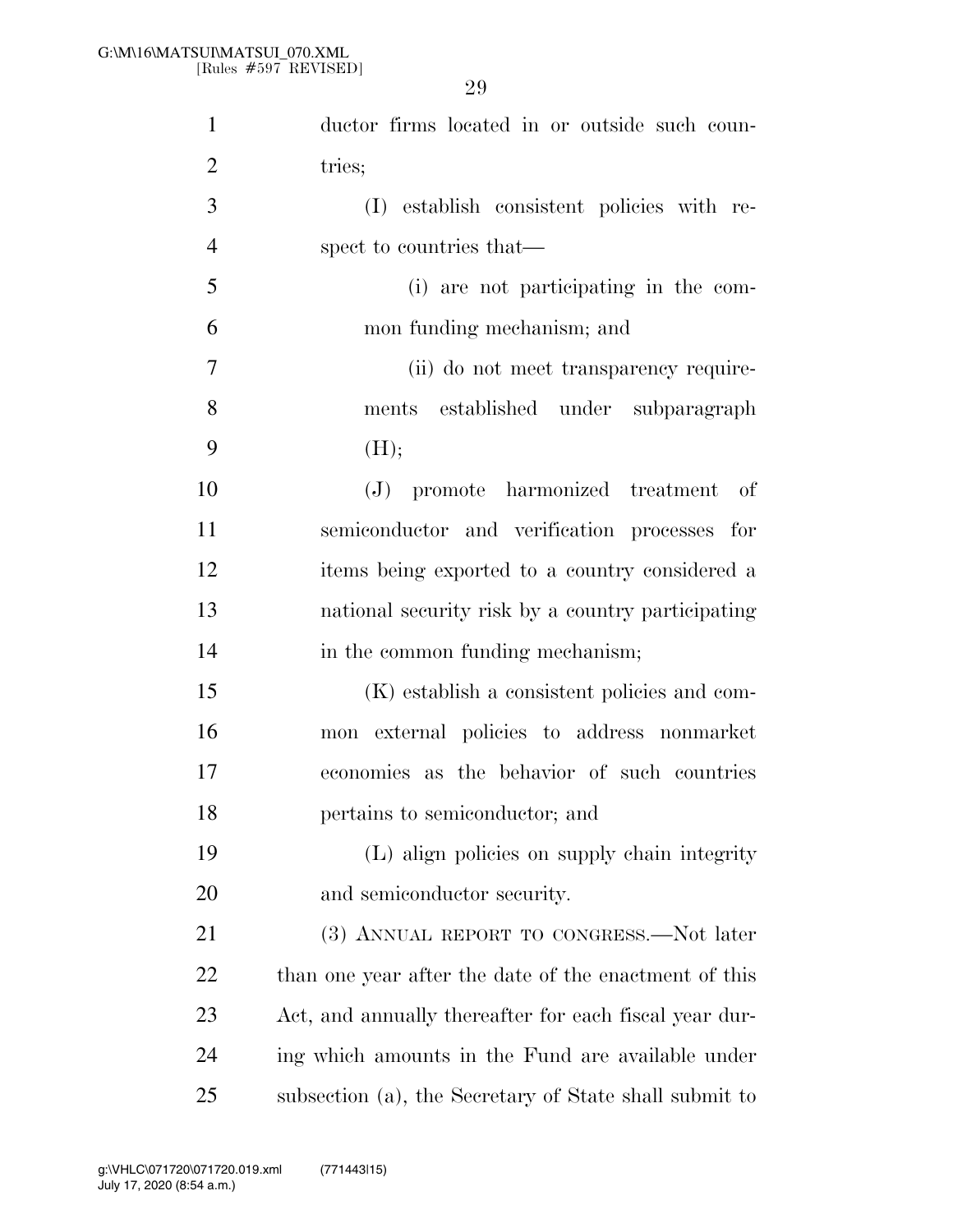ductor firms located in or outside such countries;

(I) establish consistent policies with respect to countries that—

(i) are not participating in the common funding mechanism; and

(ii) do not meet transparency requirements established under subparagraph (H);

(J) promote harmonized treatment of semiconductor and verification processes for items being exported to a country considered a national security risk by a country participating in the common funding mechanism;

(K) establish a consistent policies and common external policies to address nonmarket economies as the behavior of such countries pertains to semiconductor; and

(L) align policies on supply chain integrity and semiconductor security.

(3) ANNUAL REPORT TO CONGRESS.—Not later than one year after the date of the enactment of this Act, and annually thereafter for each fiscal year during which amounts in the Fund are available under subsection (a), the Secretary of State shall submit to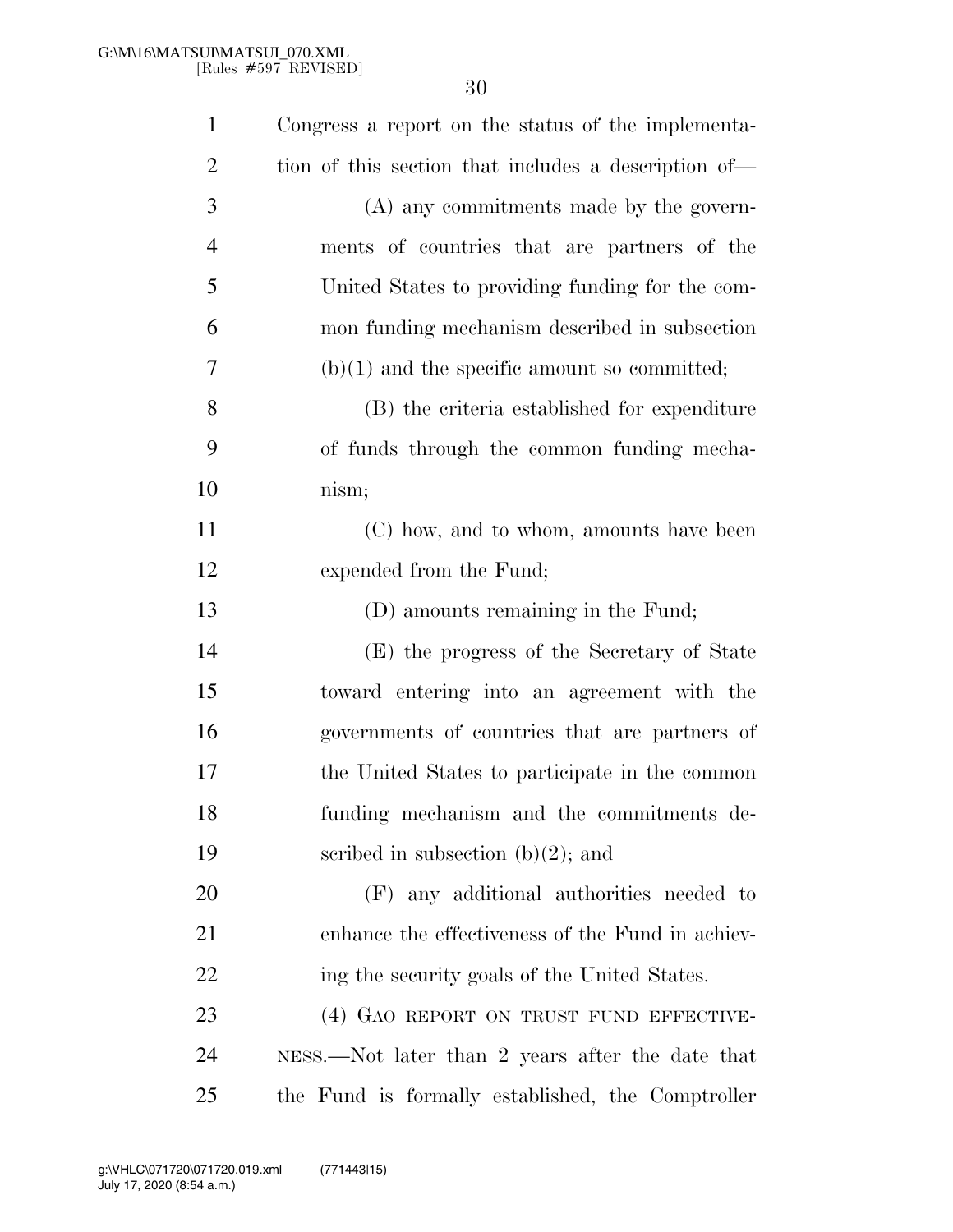Congress a report on the status of the implementation of this section that includes a description of—

(A) any commitments made by the governments of countries that are partners of the United States to providing funding for the common funding mechanism described in subsection (b)(1) and the specific amount so committed;

(B) the criteria established for expenditure of funds through the common funding mechanism;

(C) how, and to whom, amounts have been expended from the Fund;

(D) amounts remaining in the Fund;

(E) the progress of the Secretary of State toward entering into an agreement with the governments of countries that are partners of the United States to participate in the common funding mechanism and the commitments described in subsection (b)(2); and

(F) any additional authorities needed to enhance the effectiveness of the Fund in achieving the security goals of the United States.

(4) GAO REPORT ON TRUST FUND EFFECTIVENESS.—Not later than 2 years after the date that the Fund is formally established, the Comptroller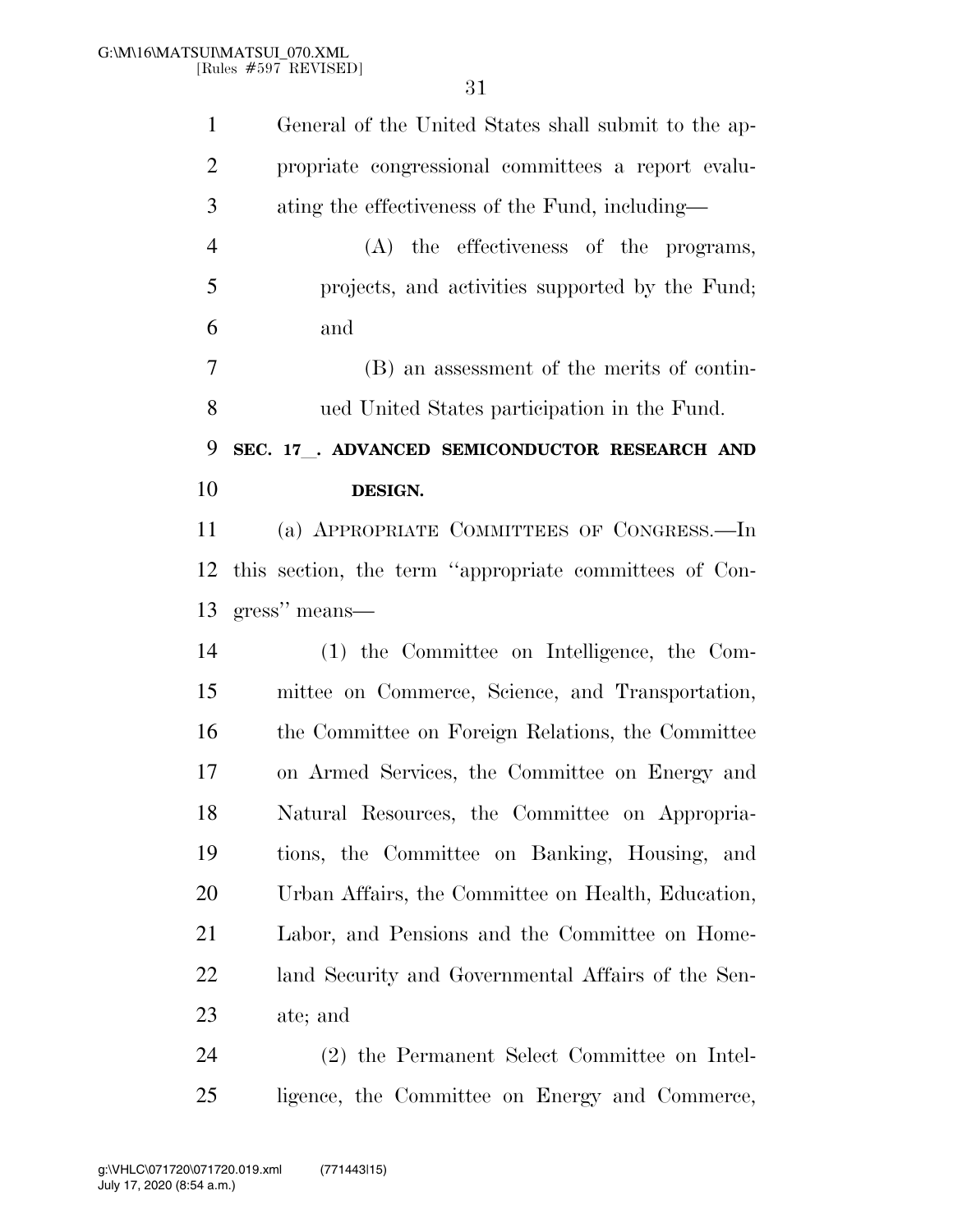General of the United States shall submit to the appropriate congressional committees a report evaluating the effectiveness of the Fund, including—

(A) the effectiveness of the programs, projects, and activities supported by the Fund; and

(B) an assessment of the merits of continued United States participation in the Fund.

**SEC. 17_. ADVANCED SEMICONDUCTOR RESEARCH AND DESIGN.**

(a) APPROPRIATE COMMITTEES OF CONGRESS.—In this section, the term ''appropriate committees of Congress'' means—

(1) the Committee on Intelligence, the Committee on Commerce, Science, and Transportation, the Committee on Foreign Relations, the Committee on Armed Services, the Committee on Energy and Natural Resources, the Committee on Appropriations, the Committee on Banking, Housing, and Urban Affairs, the Committee on Health, Education, Labor, and Pensions and the Committee on Homeland Security and Governmental Affairs of the Senate; and

(2) the Permanent Select Committee on Intelligence, the Committee on Energy and Commerce,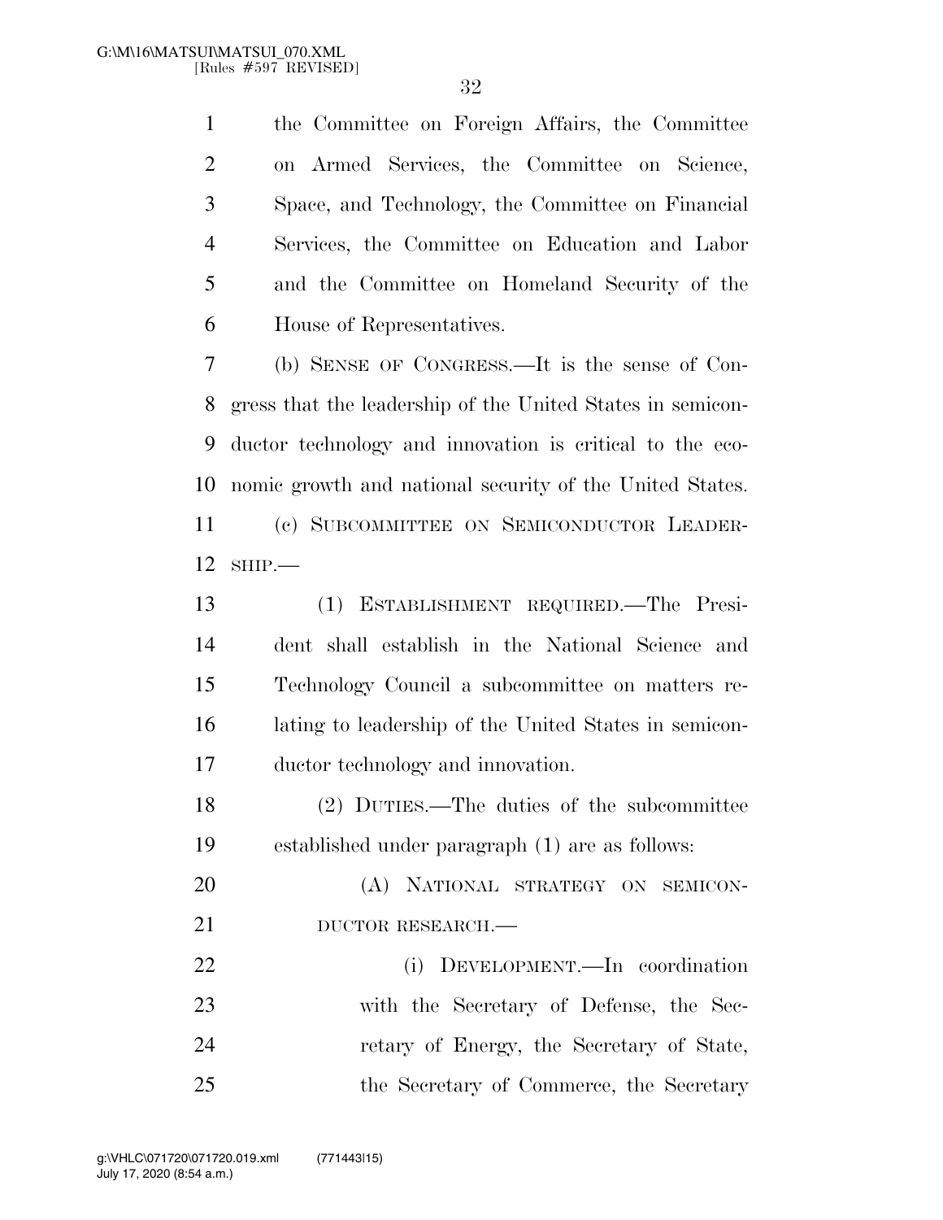the Committee on Foreign Affairs, the Committee on Armed Services, the Committee on Science, Space, and Technology, the Committee on Financial Services, the Committee on Education and Labor and the Committee on Homeland Security of the House of Representatives.

(b) SENSE OF CONGRESS.—It is the sense of Congress that the leadership of the United States in semiconductor technology and innovation is critical to the economic growth and national security of the United States.

(c) SUBCOMMITTEE ON SEMICONDUCTOR LEADERSHIP.—

(1) ESTABLISHMENT REQUIRED.—The President shall establish in the National Science and Technology Council a subcommittee on matters relating to leadership of the United States in semiconductor technology and innovation.

(2) DUTIES.—The duties of the subcommittee established under paragraph (1) are as follows:

(A) NATIONAL STRATEGY ON SEMICONDUCTOR RESEARCH.—

(i) DEVELOPMENT.—In coordination with the Secretary of Defense, the Secretary of Energy, the Secretary of State, the Secretary of Commerce, the Secretary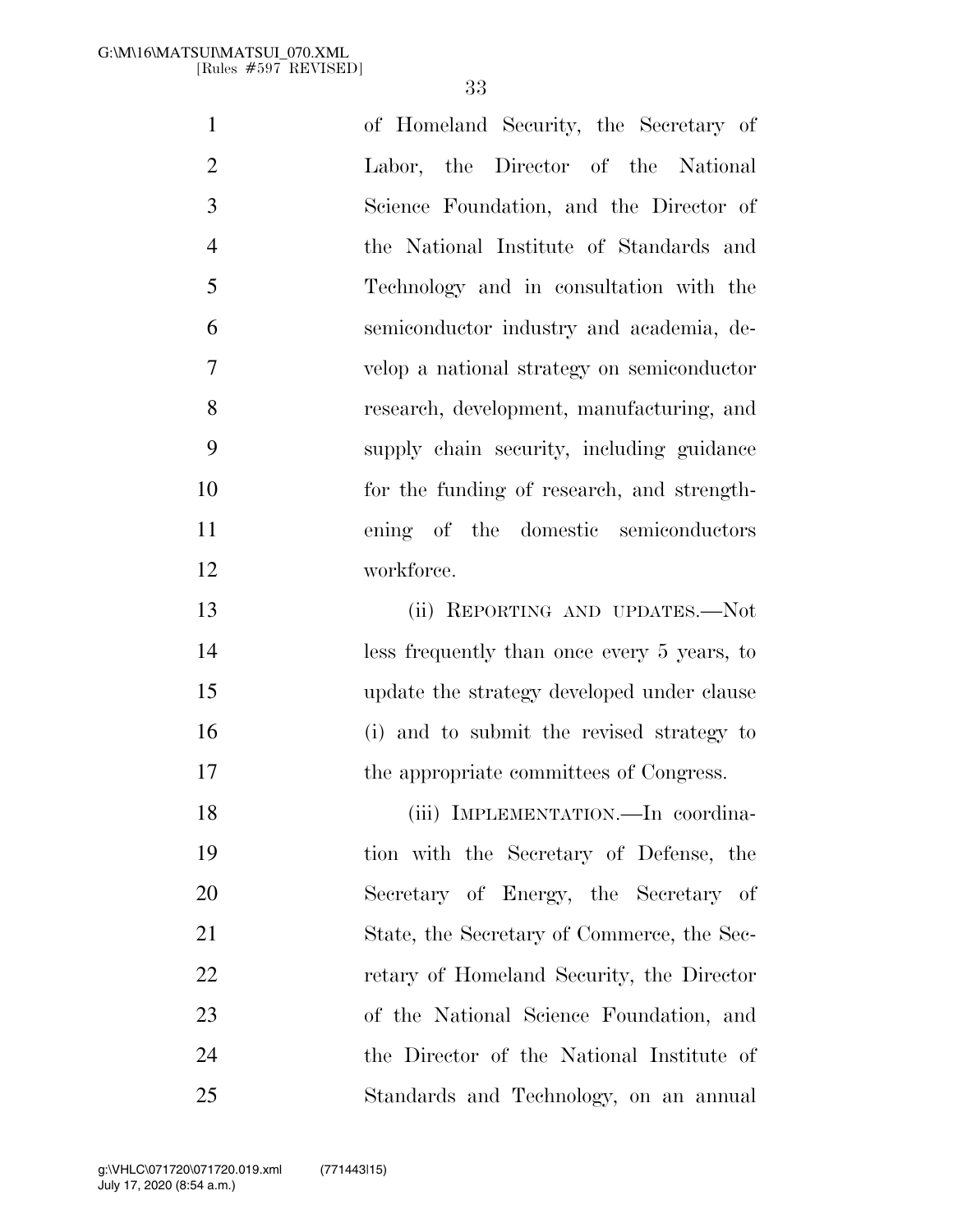of Homeland Security, the Secretary of Labor, the Director of the National Science Foundation, and the Director of the National Institute of Standards and Technology and in consultation with the semiconductor industry and academia, develop a national strategy on semiconductor research, development, manufacturing, and supply chain security, including guidance for the funding of research, and strengthening of the domestic semiconductors workforce.

(ii) REPORTING AND UPDATES.—Not less frequently than once every 5 years, to update the strategy developed under clause (i) and to submit the revised strategy to the appropriate committees of Congress.

(iii) IMPLEMENTATION.—In coordination with the Secretary of Defense, the Secretary of Energy, the Secretary of State, the Secretary of Commerce, the Secretary of Homeland Security, the Director of the National Science Foundation, and the Director of the National Institute of Standards and Technology, on an annual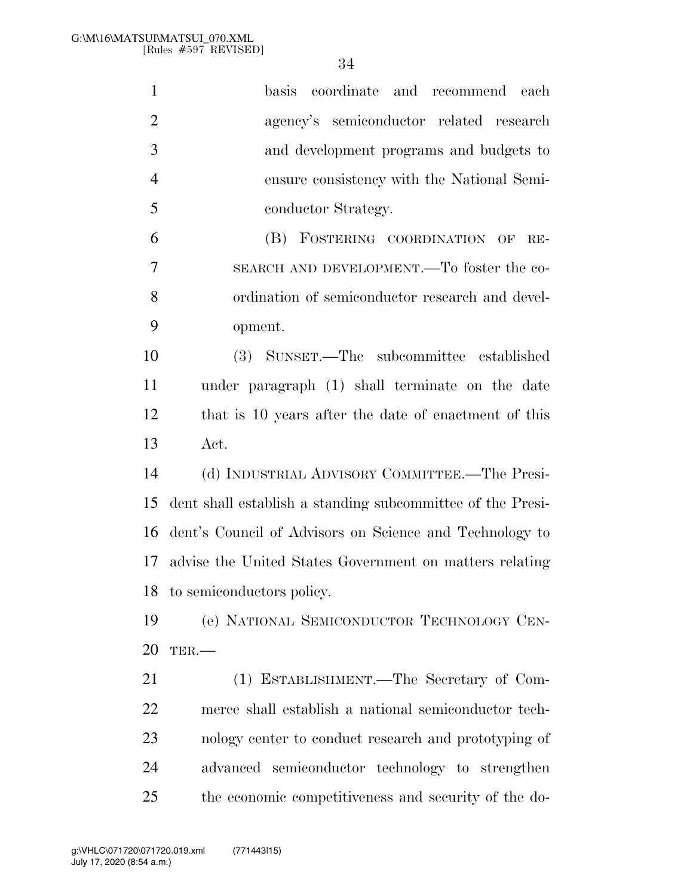basis coordinate and recommend each agency's semiconductor related research and development programs and budgets to ensure consistency with the National Semiconductor Strategy.

(B) FOSTERING COORDINATION OF RESEARCH AND DEVELOPMENT.—To foster the coordination of semiconductor research and development.

(3) SUNSET.—The subcommittee established under paragraph (1) shall terminate on the date that is 10 years after the date of enactment of this Act.

(d) INDUSTRIAL ADVISORY COMMITTEE.—The President shall establish a standing subcommittee of the President's Council of Advisors on Science and Technology to advise the United States Government on matters relating to semiconductors policy.

(e) NATIONAL SEMICONDUCTOR TECHNOLOGY CENTER.—

(1) ESTABLISHMENT.—The Secretary of Commerce shall establish a national semiconductor technology center to conduct research and prototyping of advanced semiconductor technology to strengthen the economic competitiveness and security of the do-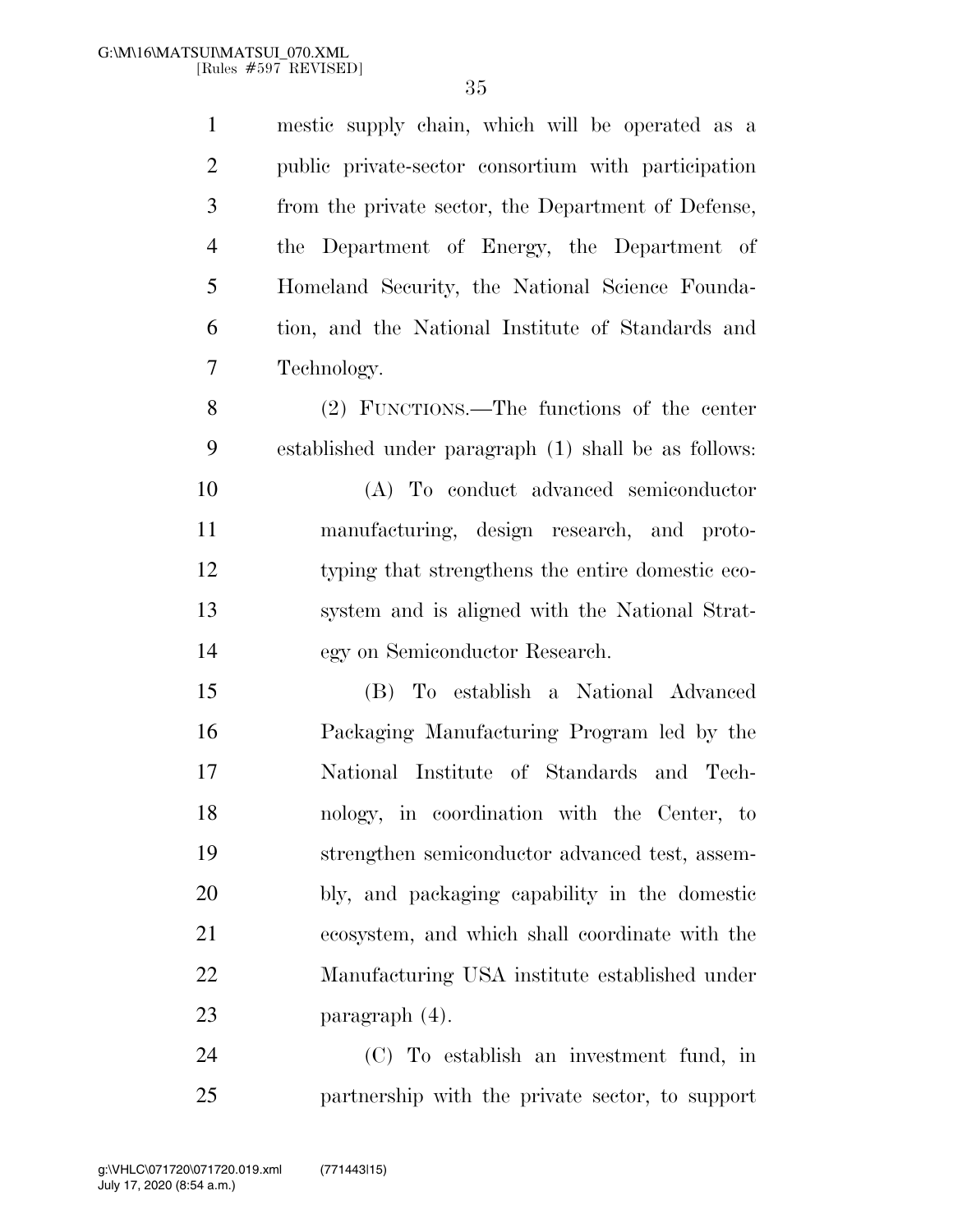mestic supply chain, which will be operated as a public private-sector consortium with participation from the private sector, the Department of Defense, the Department of Energy, the Department of Homeland Security, the National Science Foundation, and the National Institute of Standards and Technology.

(2) FUNCTIONS.—The functions of the center established under paragraph (1) shall be as follows:

(A) To conduct advanced semiconductor manufacturing, design research, and prototyping that strengthens the entire domestic ecosystem and is aligned with the National Strategy on Semiconductor Research.

(B) To establish a National Advanced Packaging Manufacturing Program led by the National Institute of Standards and Technology, in coordination with the Center, to strengthen semiconductor advanced test, assembly, and packaging capability in the domestic ecosystem, and which shall coordinate with the Manufacturing USA institute established under paragraph (4).

(C) To establish an investment fund, in partnership with the private sector, to support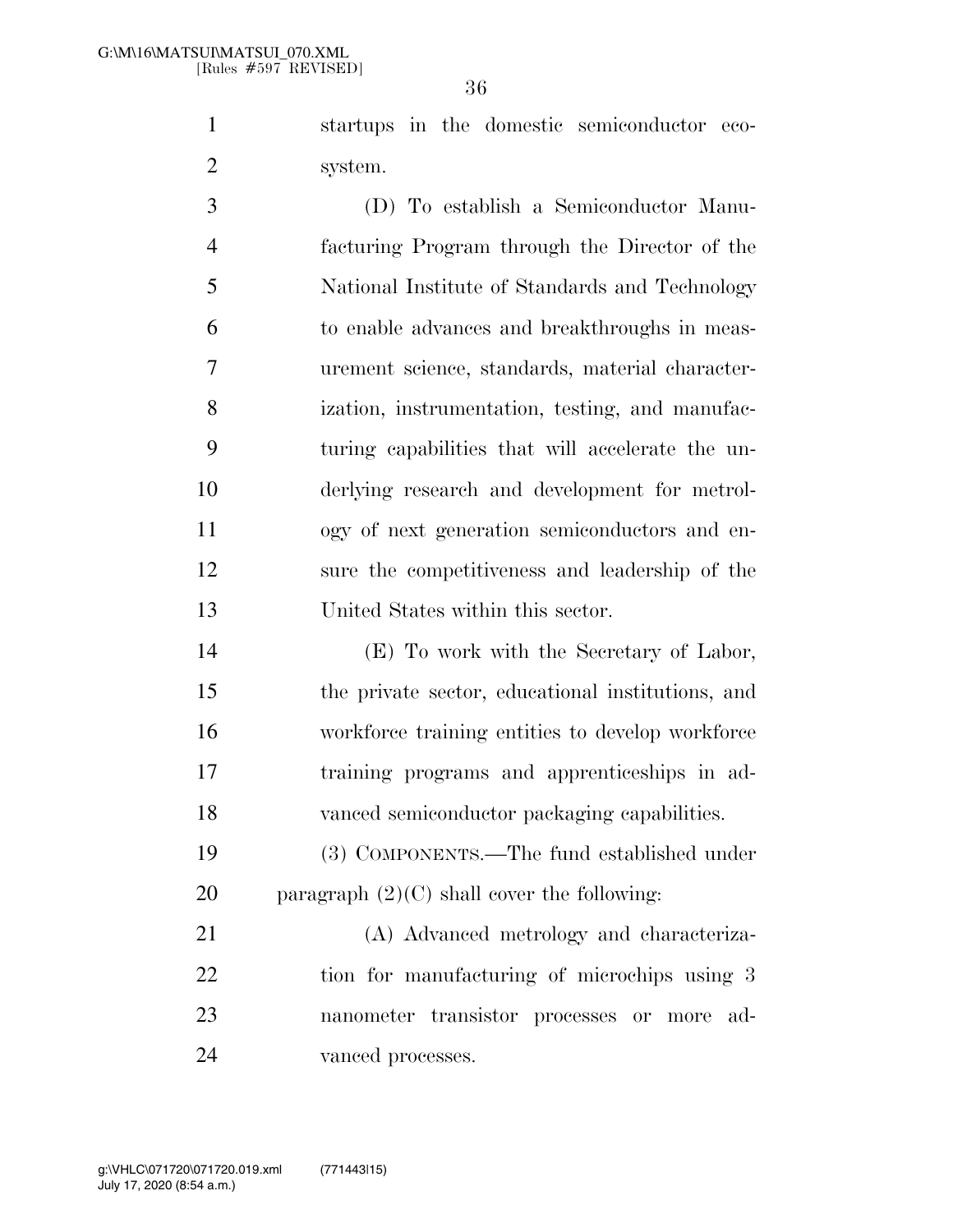startups in the domestic semiconductor ecosystem.

(D) To establish a Semiconductor Manufacturing Program through the Director of the National Institute of Standards and Technology to enable advances and breakthroughs in measurement science, standards, material characterization, instrumentation, testing, and manufacturing capabilities that will accelerate the underlying research and development for metrology of next generation semiconductors and ensure the competitiveness and leadership of the United States within this sector.

(E) To work with the Secretary of Labor, the private sector, educational institutions, and workforce training entities to develop workforce training programs and apprenticeships in advanced semiconductor packaging capabilities.

(3) COMPONENTS.—The fund established under paragraph (2)(C) shall cover the following:

(A) Advanced metrology and characterization for manufacturing of microchips using 3 nanometer transistor processes or more advanced processes.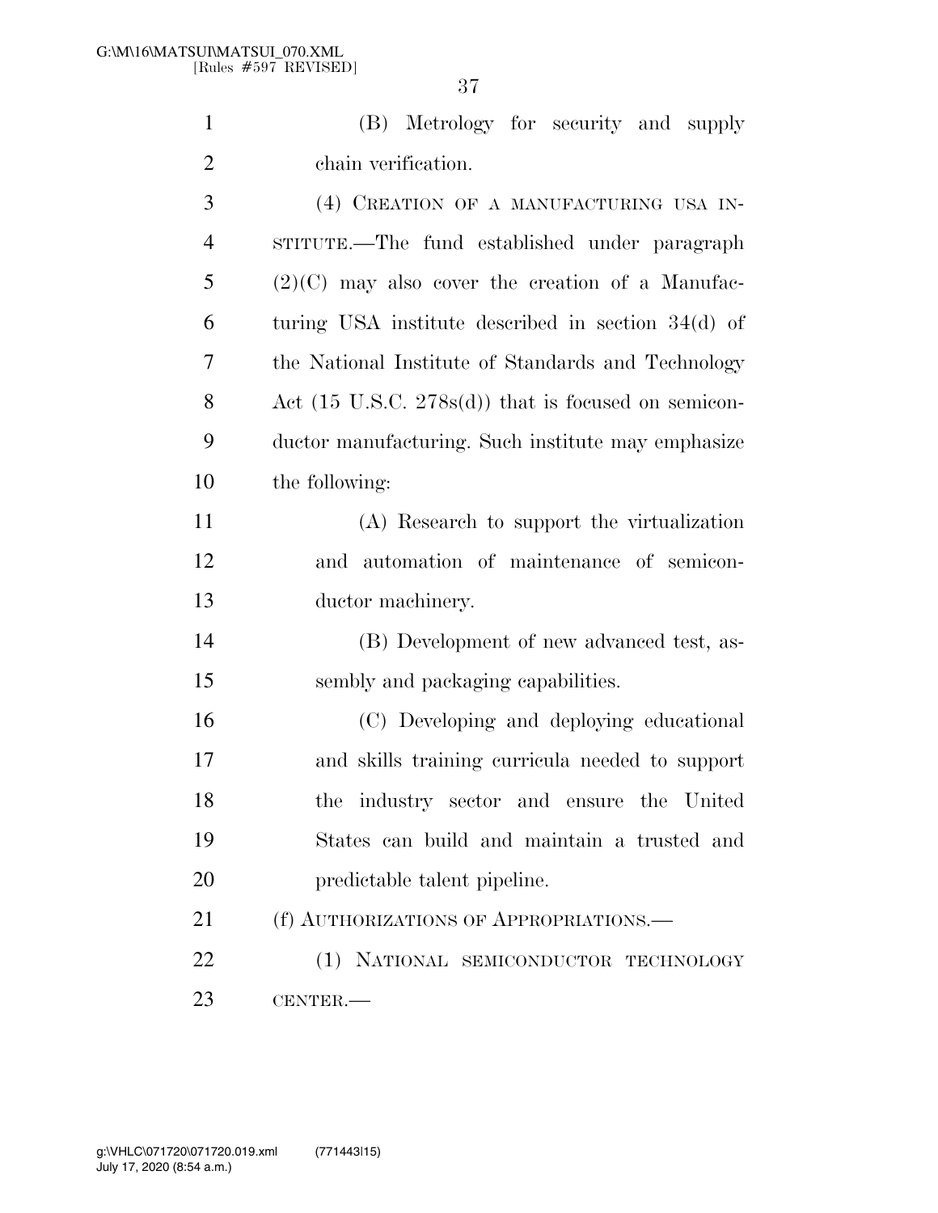(B) Metrology for security and supply chain verification.

(4) CREATION OF A MANUFACTURING USA INSTITUTE.—The fund established under paragraph (2)(C) may also cover the creation of a Manufacturing USA institute described in section 34(d) of the National Institute of Standards and Technology Act (15 U.S.C. 278s(d)) that is focused on semiconductor manufacturing. Such institute may emphasize the following:

(A) Research to support the virtualization and automation of maintenance of semiconductor machinery.

(B) Development of new advanced test, assembly and packaging capabilities.

(C) Developing and deploying educational and skills training curricula needed to support the industry sector and ensure the United States can build and maintain a trusted and predictable talent pipeline.

(f) AUTHORIZATIONS OF APPROPRIATIONS.—

(1) NATIONAL SEMICONDUCTOR TECHNOLOGY CENTER.—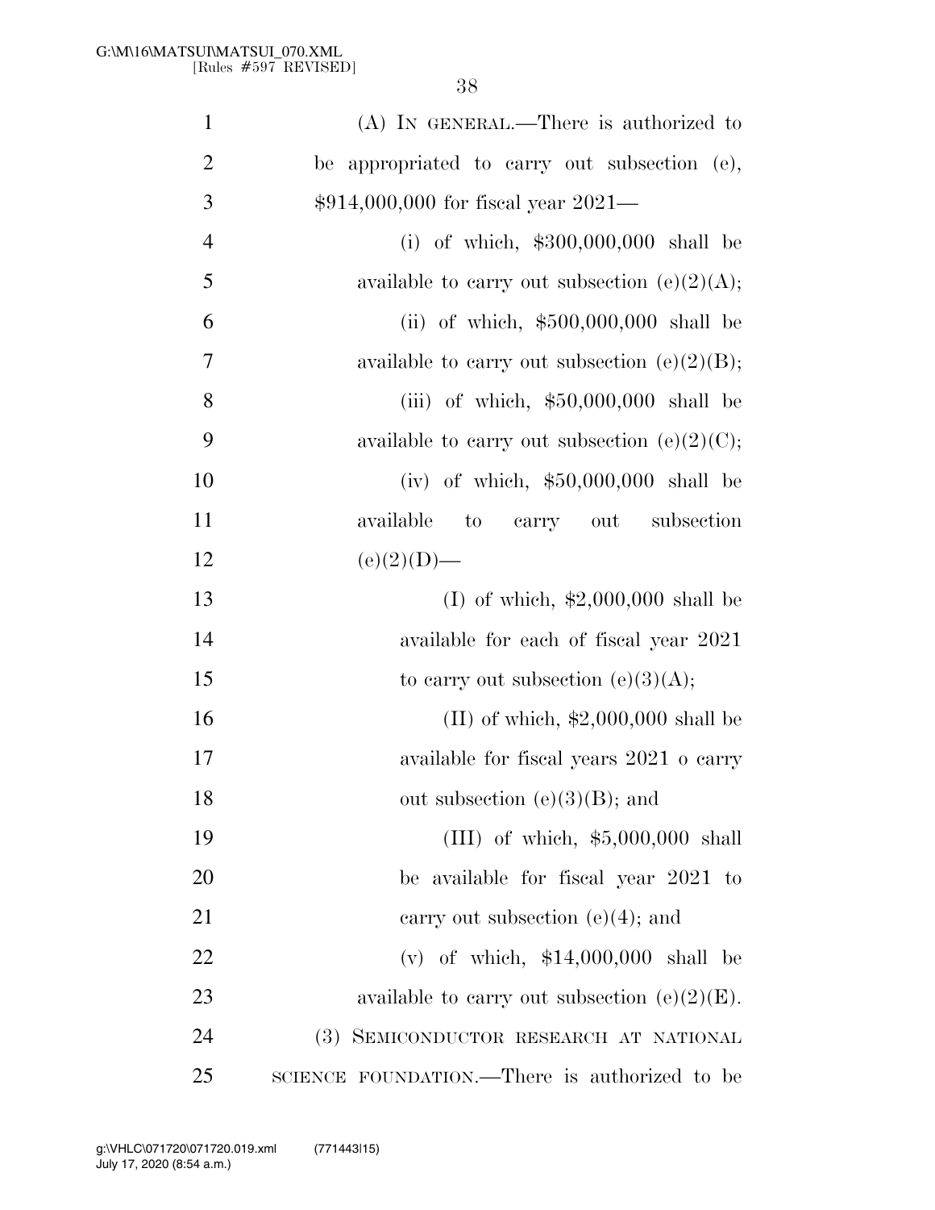(A) IN GENERAL.—There is authorized to be appropriated to carry out subsection (e), $914,000,000 for fiscal year 2021—

(i) of which, $300,000,000 shall be available to carry out subsection (e)(2)(A);

(ii) of which, $500,000,000 shall be available to carry out subsection (e)(2)(B);

(iii) of which, $50,000,000 shall be available to carry out subsection (e)(2)(C);

(iv) of which, $50,000,000 shall be available to carry out subsection (e)(2)(D)—

(I) of which, $2,000,000 shall be available for each of fiscal year 2021 to carry out subsection (e)(3)(A);

(II) of which, $2,000,000 shall be available for fiscal years 2021 o carry out subsection (e)(3)(B); and

(III) of which, $5,000,000 shall be available for fiscal year 2021 to carry out subsection (e)(4); and

(v) of which, $14,000,000 shall be available to carry out subsection (e)(2)(E).

(3) SEMICONDUCTOR RESEARCH AT NATIONAL SCIENCE FOUNDATION.—There is authorized to be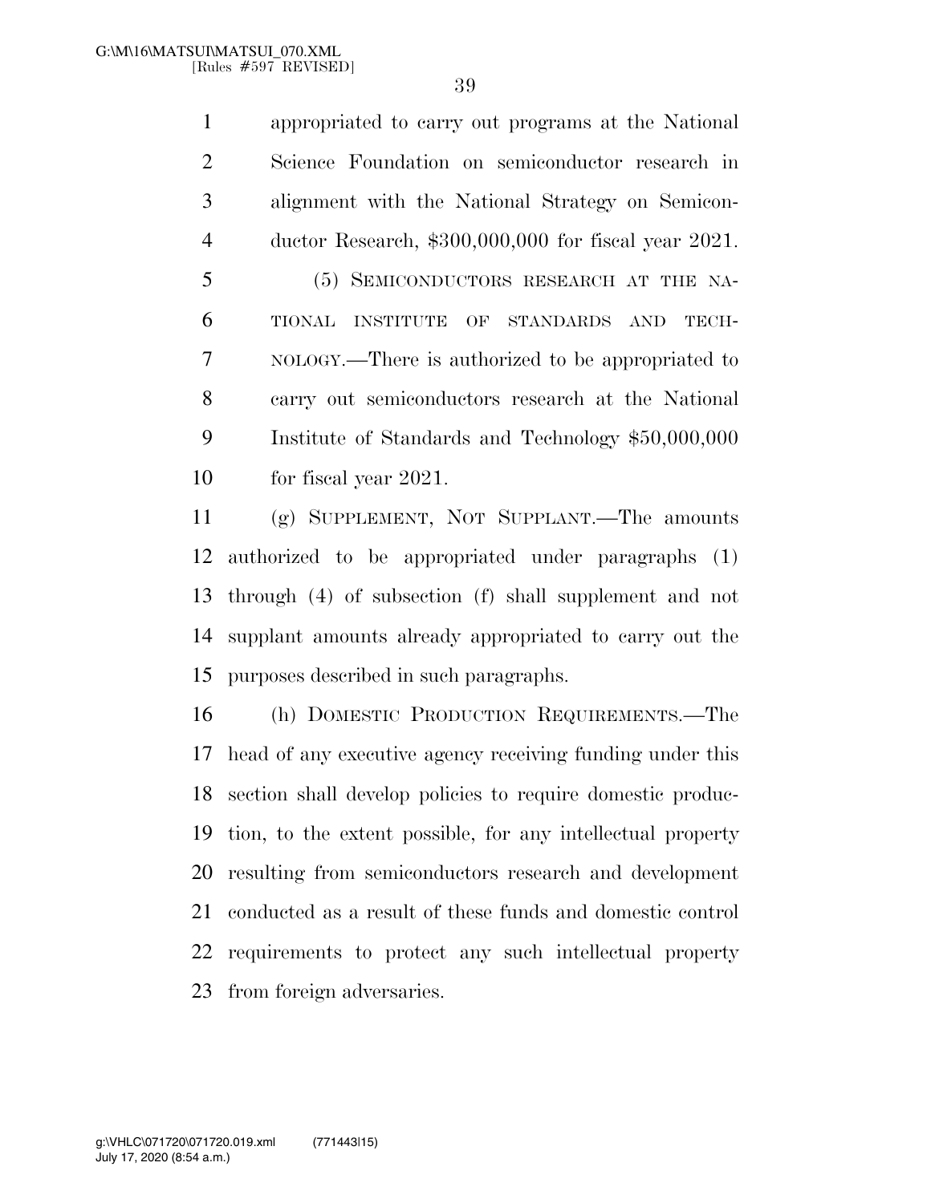appropriated to carry out programs at the National Science Foundation on semiconductor research in alignment with the National Strategy on Semiconductor Research, $300,000,000 for fiscal year 2021.

(5) SEMICONDUCTORS RESEARCH AT THE NATIONAL INSTITUTE OF STANDARDS AND TECHNOLOGY.—There is authorized to be appropriated to carry out semiconductors research at the National Institute of Standards and Technology $50,000,000 for fiscal year 2021.

(g) SUPPLEMENT, NOT SUPPLANT.—The amounts authorized to be appropriated under paragraphs (1) through (4) of subsection (f) shall supplement and not supplant amounts already appropriated to carry out the purposes described in such paragraphs.

(h) DOMESTIC PRODUCTION REQUIREMENTS.—The head of any executive agency receiving funding under this section shall develop policies to require domestic production, to the extent possible, for any intellectual property resulting from semiconductors research and development conducted as a result of these funds and domestic control requirements to protect any such intellectual property from foreign adversaries.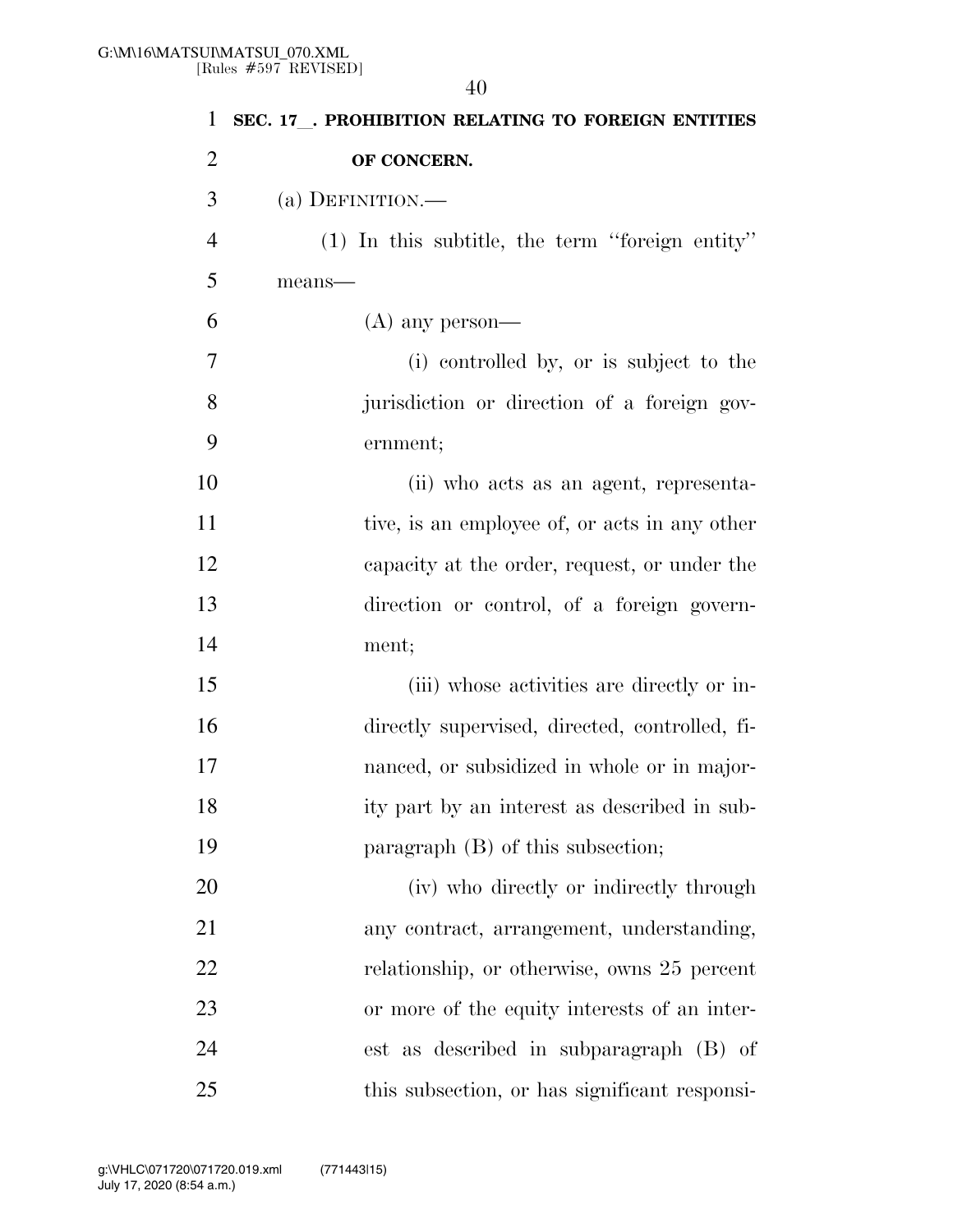**SEC. 17__. PROHIBITION RELATING TO FOREIGN ENTITIES OF CONCERN.**

(a) DEFINITION.—

(1) In this subtitle, the term ''foreign entity'' means—

(A) any person—

(i) controlled by, or is subject to the jurisdiction or direction of a foreign government;

(ii) who acts as an agent, representative, is an employee of, or acts in any other capacity at the order, request, or under the direction or control, of a foreign government;

(iii) whose activities are directly or indirectly supervised, directed, controlled, financed, or subsidized in whole or in majority part by an interest as described in subparagraph (B) of this subsection;

(iv) who directly or indirectly through any contract, arrangement, understanding, relationship, or otherwise, owns 25 percent or more of the equity interests of an interest as described in subparagraph (B) of this subsection, or has significant responsi-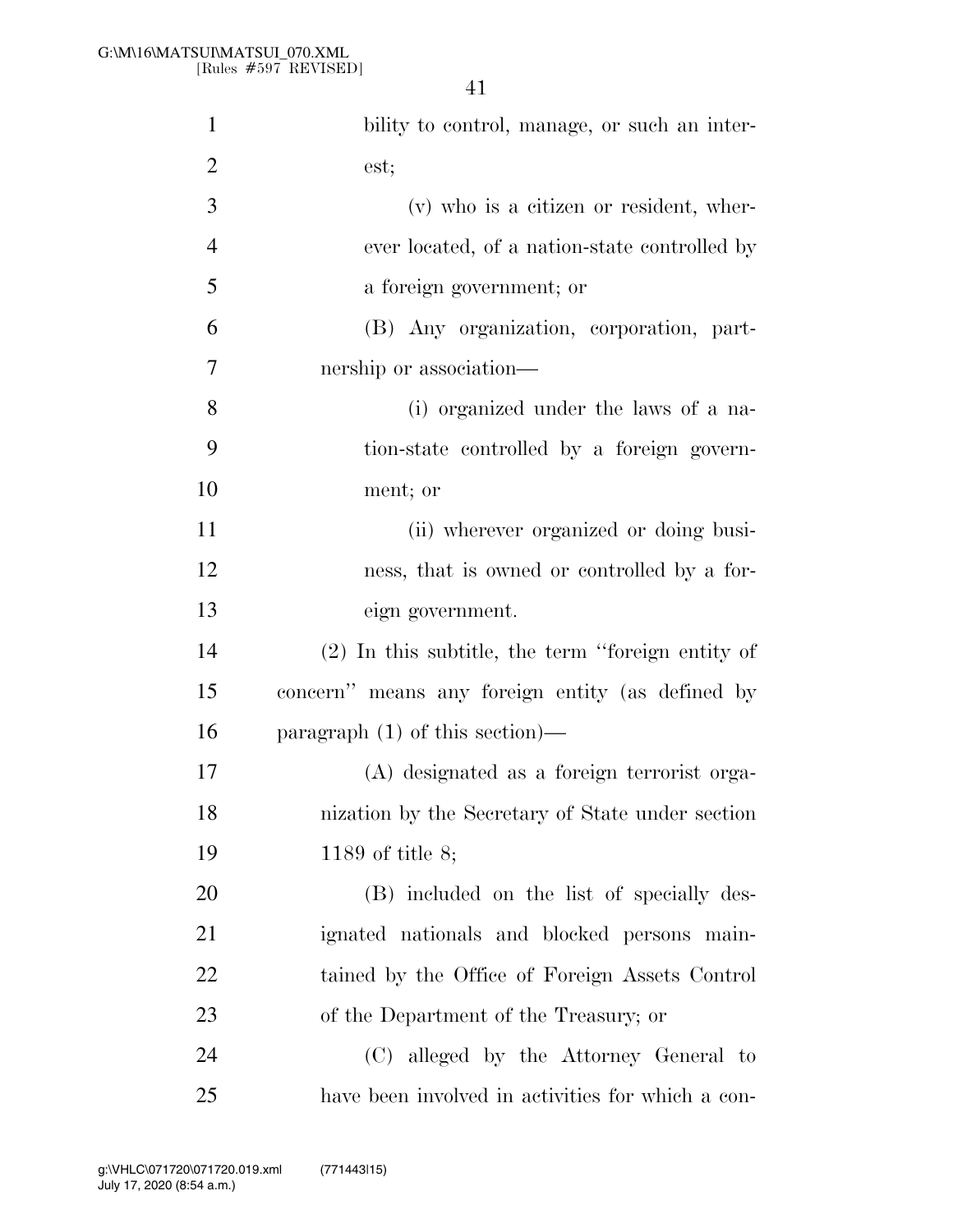bility to control, manage, or such an interest;

(v) who is a citizen or resident, wherever located, of a nation-state controlled by a foreign government; or

(B) Any organization, corporation, partnership or association—

(i) organized under the laws of a nation-state controlled by a foreign government; or

(ii) wherever organized or doing business, that is owned or controlled by a foreign government.

(2) In this subtitle, the term "foreign entity of concern" means any foreign entity (as defined by paragraph (1) of this section)—

(A) designated as a foreign terrorist organization by the Secretary of State under section 1189 of title 8;

(B) included on the list of specially designated nationals and blocked persons maintained by the Office of Foreign Assets Control of the Department of the Treasury; or

(C) alleged by the Attorney General to have been involved in activities for which a con-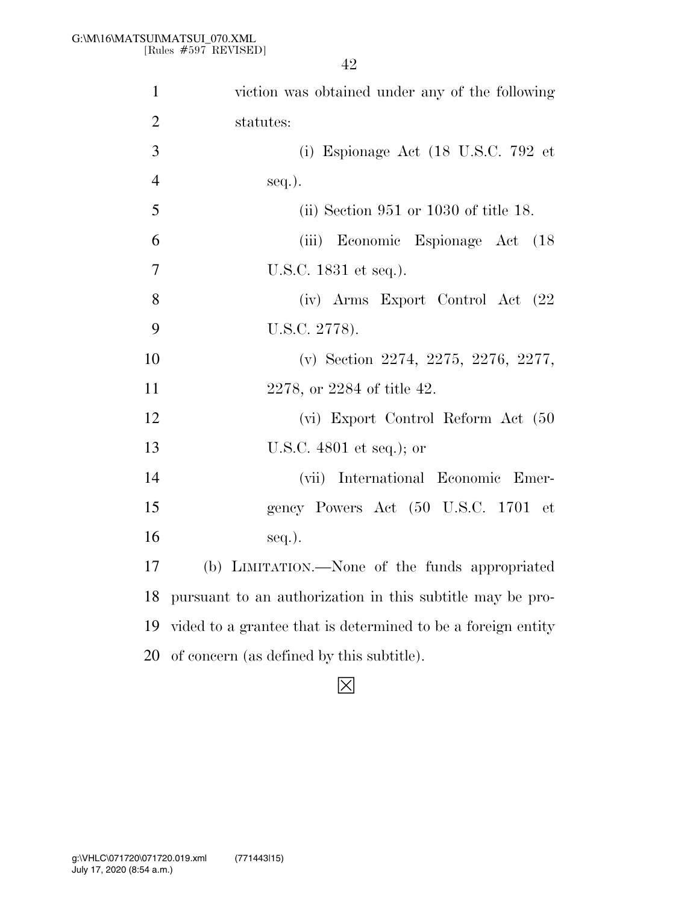viction was obtained under any of the following statutes:

(i) Espionage Act (18 U.S.C. 792 et seq.).

(ii) Section 951 or 1030 of title 18.

(iii) Economic Espionage Act (18 U.S.C. 1831 et seq.).

(iv) Arms Export Control Act (22 U.S.C. 2778).

(v) Section 2274, 2275, 2276, 2277, 2278, or 2284 of title 42.

(vi) Export Control Reform Act (50 U.S.C. 4801 et seq.); or

(vii) International Economic Emergency Powers Act (50 U.S.C. 1701 et seq.).

(b) LIMITATION.—None of the funds appropriated pursuant to an authorization in this subtitle may be provided to a grantee that is determined to be a foreign entity of concern (as defined by this subtitle).